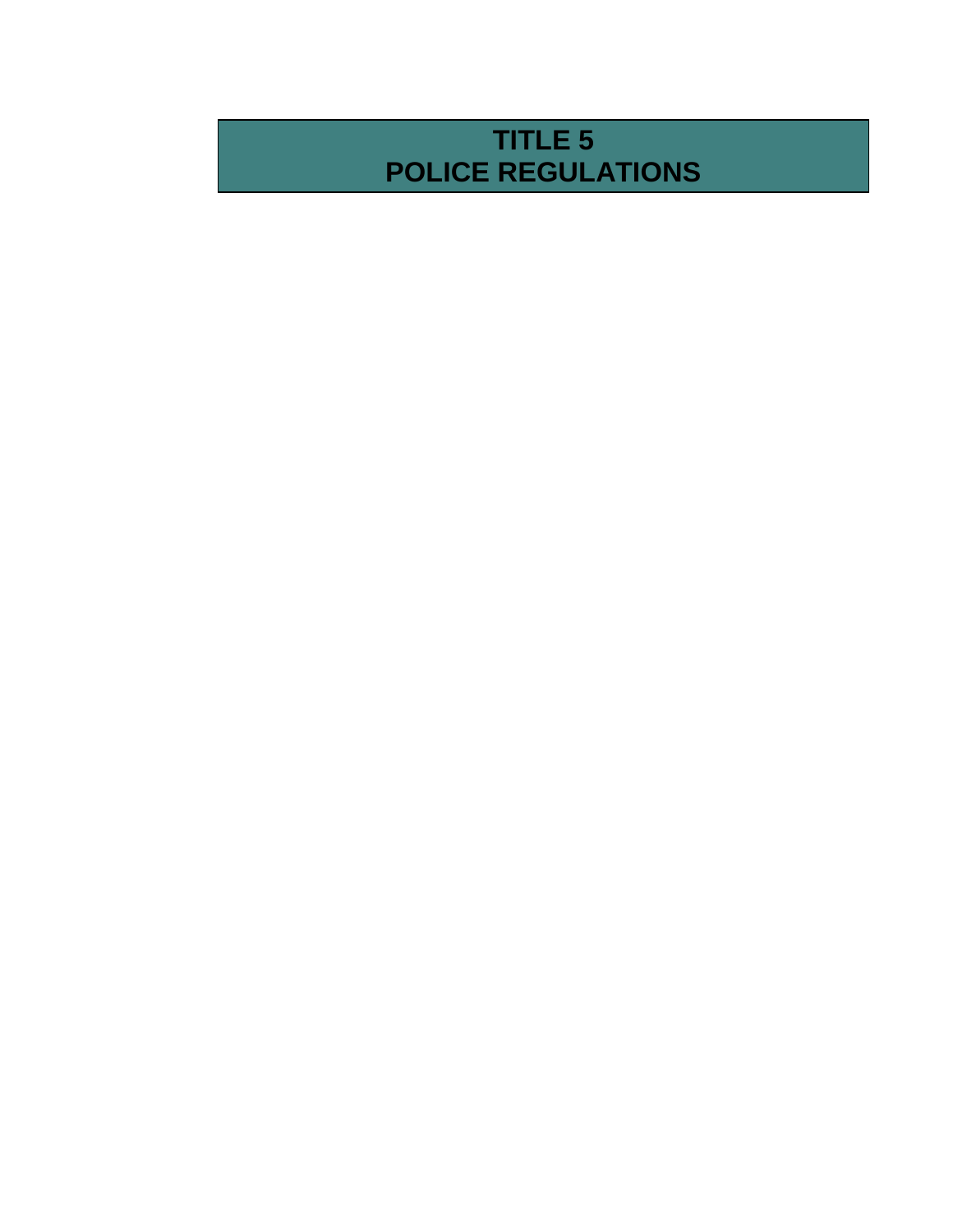# TITLE 5
# POLICE REGULATIONS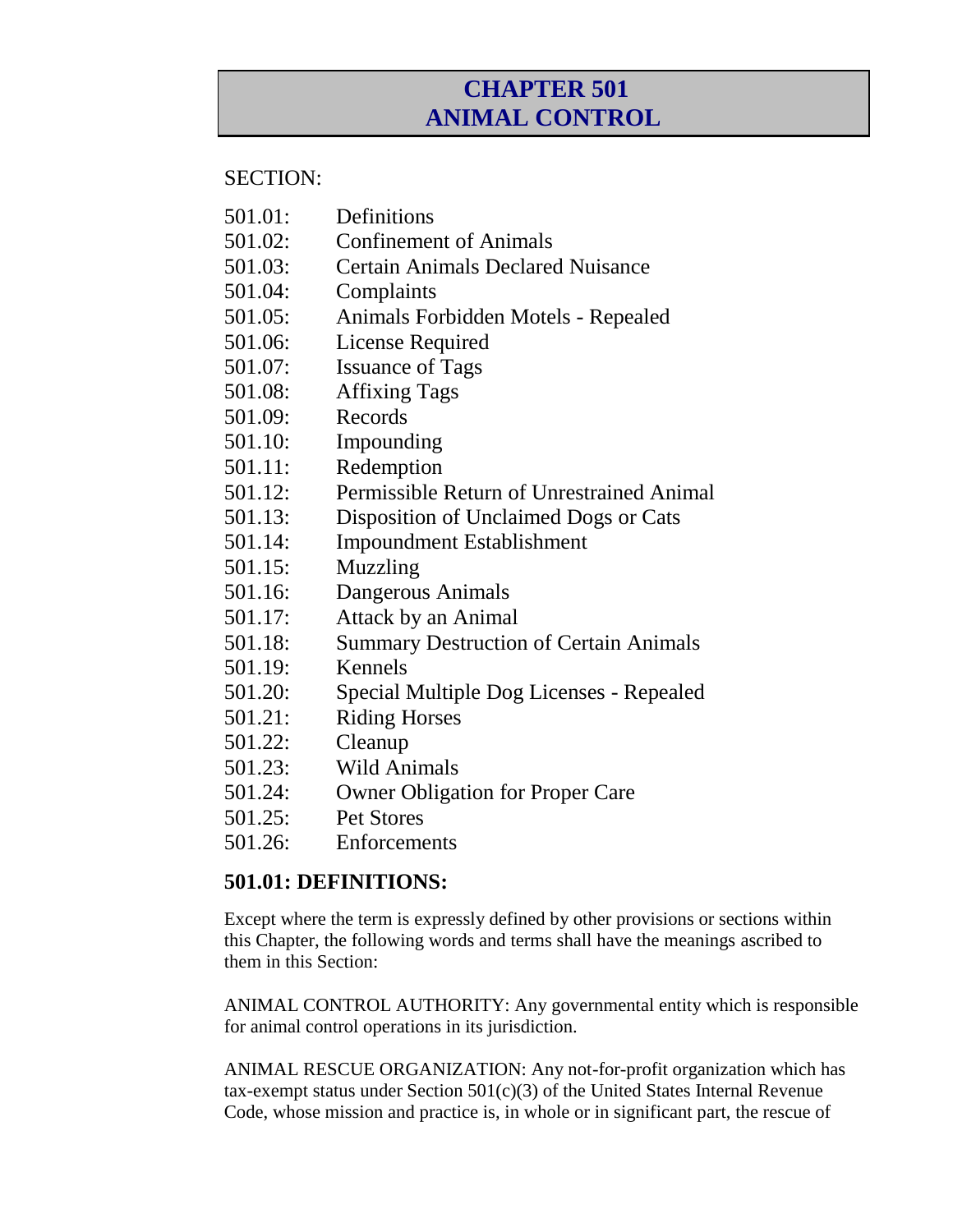# CHAPTER 501
# ANIMAL CONTROL

SECTION:

| | |
|---|---|
| 501.01: | Definitions |
| 501.02: | Confinement of Animals |
| 501.03: | Certain Animals Declared Nuisance |
| 501.04: | Complaints |
| 501.05: | Animals Forbidden Motels - Repealed |
| 501.06: | License Required |
| 501.07: | Issuance of Tags |
| 501.08: | Affixing Tags |
| 501.09: | Records |
| 501.10: | Impounding |
| 501.11: | Redemption |
| 501.12: | Permissible Return of Unrestrained Animal |
| 501.13: | Disposition of Unclaimed Dogs or Cats |
| 501.14: | Impoundment Establishment |
| 501.15: | Muzzling |
| 501.16: | Dangerous Animals |
| 501.17: | Attack by an Animal |
| 501.18: | Summary Destruction of Certain Animals |
| 501.19: | Kennels |
| 501.20: | Special Multiple Dog Licenses - Repealed |
| 501.21: | Riding Horses |
| 501.22: | Cleanup |
| 501.23: | Wild Animals |
| 501.24: | Owner Obligation for Proper Care |
| 501.25: | Pet Stores |
| 501.26: | Enforcements |

## 501.01: DEFINITIONS:

Except where the term is expressly defined by other provisions or sections within this Chapter, the following words and terms shall have the meanings ascribed to them in this Section:

ANIMAL CONTROL AUTHORITY: Any governmental entity which is responsible for animal control operations in its jurisdiction.

ANIMAL RESCUE ORGANIZATION: Any not-for-profit organization which has tax-exempt status under Section 501(c)(3) of the United States Internal Revenue Code, whose mission and practice is, in whole or in significant part, the rescue of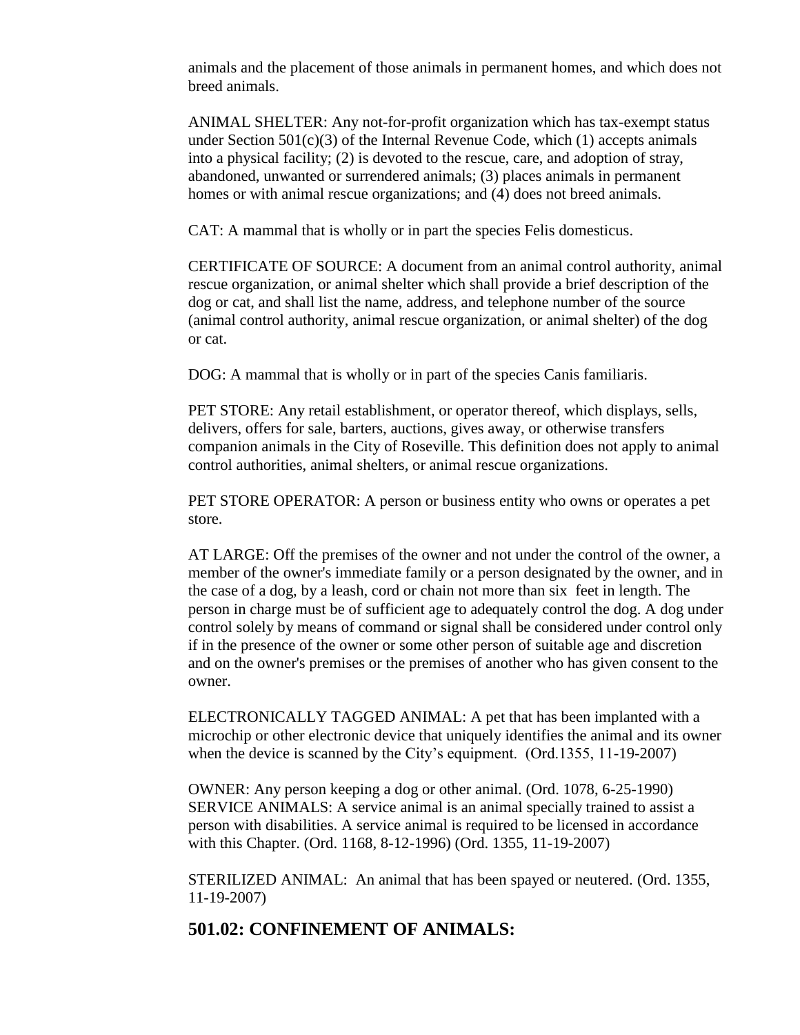animals and the placement of those animals in permanent homes, and which does not breed animals.

ANIMAL SHELTER: Any not-for-profit organization which has tax-exempt status under Section 501(c)(3) of the Internal Revenue Code, which (1) accepts animals into a physical facility; (2) is devoted to the rescue, care, and adoption of stray, abandoned, unwanted or surrendered animals; (3) places animals in permanent homes or with animal rescue organizations; and (4) does not breed animals.

CAT: A mammal that is wholly or in part the species Felis domesticus.

CERTIFICATE OF SOURCE: A document from an animal control authority, animal rescue organization, or animal shelter which shall provide a brief description of the dog or cat, and shall list the name, address, and telephone number of the source (animal control authority, animal rescue organization, or animal shelter) of the dog or cat.

DOG: A mammal that is wholly or in part of the species Canis familiaris.

PET STORE: Any retail establishment, or operator thereof, which displays, sells, delivers, offers for sale, barters, auctions, gives away, or otherwise transfers companion animals in the City of Roseville. This definition does not apply to animal control authorities, animal shelters, or animal rescue organizations.

PET STORE OPERATOR: A person or business entity who owns or operates a pet store.

AT LARGE: Off the premises of the owner and not under the control of the owner, a member of the owner's immediate family or a person designated by the owner, and in the case of a dog, by a leash, cord or chain not more than six feet in length. The person in charge must be of sufficient age to adequately control the dog. A dog under control solely by means of command or signal shall be considered under control only if in the presence of the owner or some other person of suitable age and discretion and on the owner's premises or the premises of another who has given consent to the owner.

ELECTRONICALLY TAGGED ANIMAL: A pet that has been implanted with a microchip or other electronic device that uniquely identifies the animal and its owner when the device is scanned by the City's equipment. (Ord.1355, 11-19-2007)

OWNER: Any person keeping a dog or other animal. (Ord. 1078, 6-25-1990)
SERVICE ANIMALS: A service animal is an animal specially trained to assist a person with disabilities. A service animal is required to be licensed in accordance with this Chapter. (Ord. 1168, 8-12-1996) (Ord. 1355, 11-19-2007)

STERILIZED ANIMAL: An animal that has been spayed or neutered. (Ord. 1355, 11-19-2007)

## 501.02: CONFINEMENT OF ANIMALS: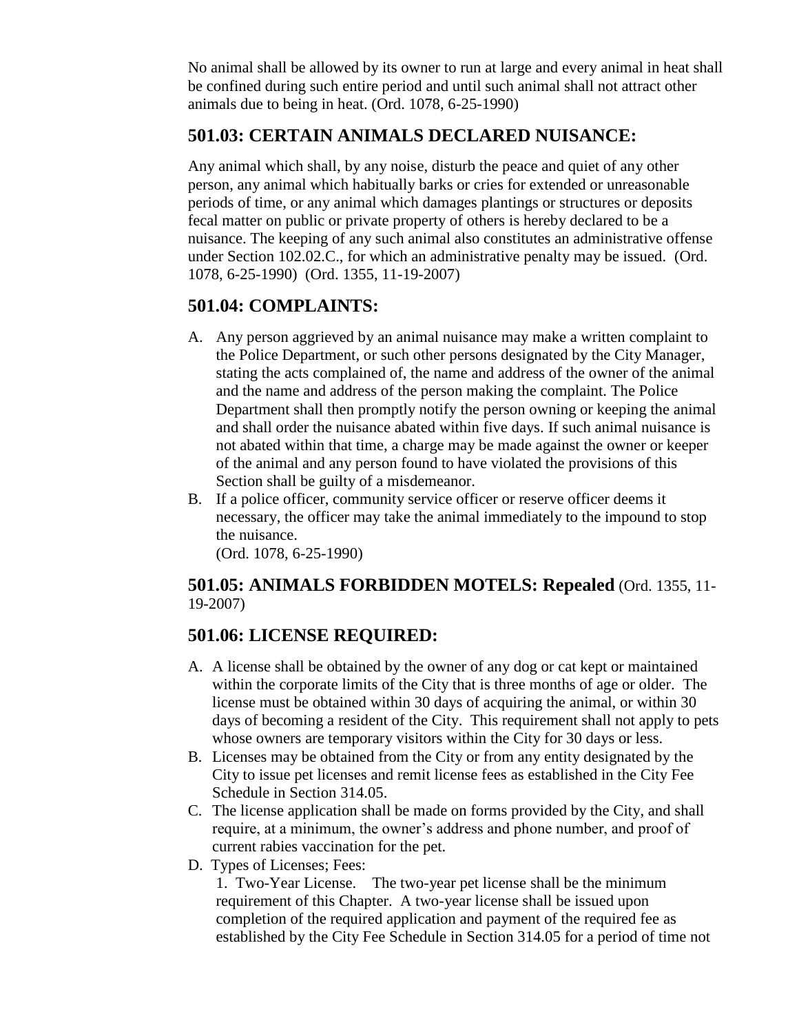No animal shall be allowed by its owner to run at large and every animal in heat shall be confined during such entire period and until such animal shall not attract other animals due to being in heat. (Ord. 1078, 6-25-1990)

## 501.03: CERTAIN ANIMALS DECLARED NUISANCE:

Any animal which shall, by any noise, disturb the peace and quiet of any other person, any animal which habitually barks or cries for extended or unreasonable periods of time, or any animal which damages plantings or structures or deposits fecal matter on public or private property of others is hereby declared to be a nuisance. The keeping of any such animal also constitutes an administrative offense under Section 102.02.C., for which an administrative penalty may be issued. (Ord. 1078, 6-25-1990) (Ord. 1355, 11-19-2007)

## 501.04: COMPLAINTS:

A. Any person aggrieved by an animal nuisance may make a written complaint to the Police Department, or such other persons designated by the City Manager, stating the acts complained of, the name and address of the owner of the animal and the name and address of the person making the complaint. The Police Department shall then promptly notify the person owning or keeping the animal and shall order the nuisance abated within five days. If such animal nuisance is not abated within that time, a charge may be made against the owner or keeper of the animal and any person found to have violated the provisions of this Section shall be guilty of a misdemeanor.
B. If a police officer, community service officer or reserve officer deems it necessary, the officer may take the animal immediately to the impound to stop the nuisance.
(Ord. 1078, 6-25-1990)

## 501.05: ANIMALS FORBIDDEN MOTELS: Repealed (Ord. 1355, 11-19-2007)

## 501.06: LICENSE REQUIRED:

A. A license shall be obtained by the owner of any dog or cat kept or maintained within the corporate limits of the City that is three months of age or older. The license must be obtained within 30 days of acquiring the animal, or within 30 days of becoming a resident of the City. This requirement shall not apply to pets whose owners are temporary visitors within the City for 30 days or less.
B. Licenses may be obtained from the City or from any entity designated by the City to issue pet licenses and remit license fees as established in the City Fee Schedule in Section 314.05.
C. The license application shall be made on forms provided by the City, and shall require, at a minimum, the owner's address and phone number, and proof of current rabies vaccination for the pet.
D. Types of Licenses; Fees:
   1. Two-Year License. The two-year pet license shall be the minimum requirement of this Chapter. A two-year license shall be issued upon completion of the required application and payment of the required fee as established by the City Fee Schedule in Section 314.05 for a period of time not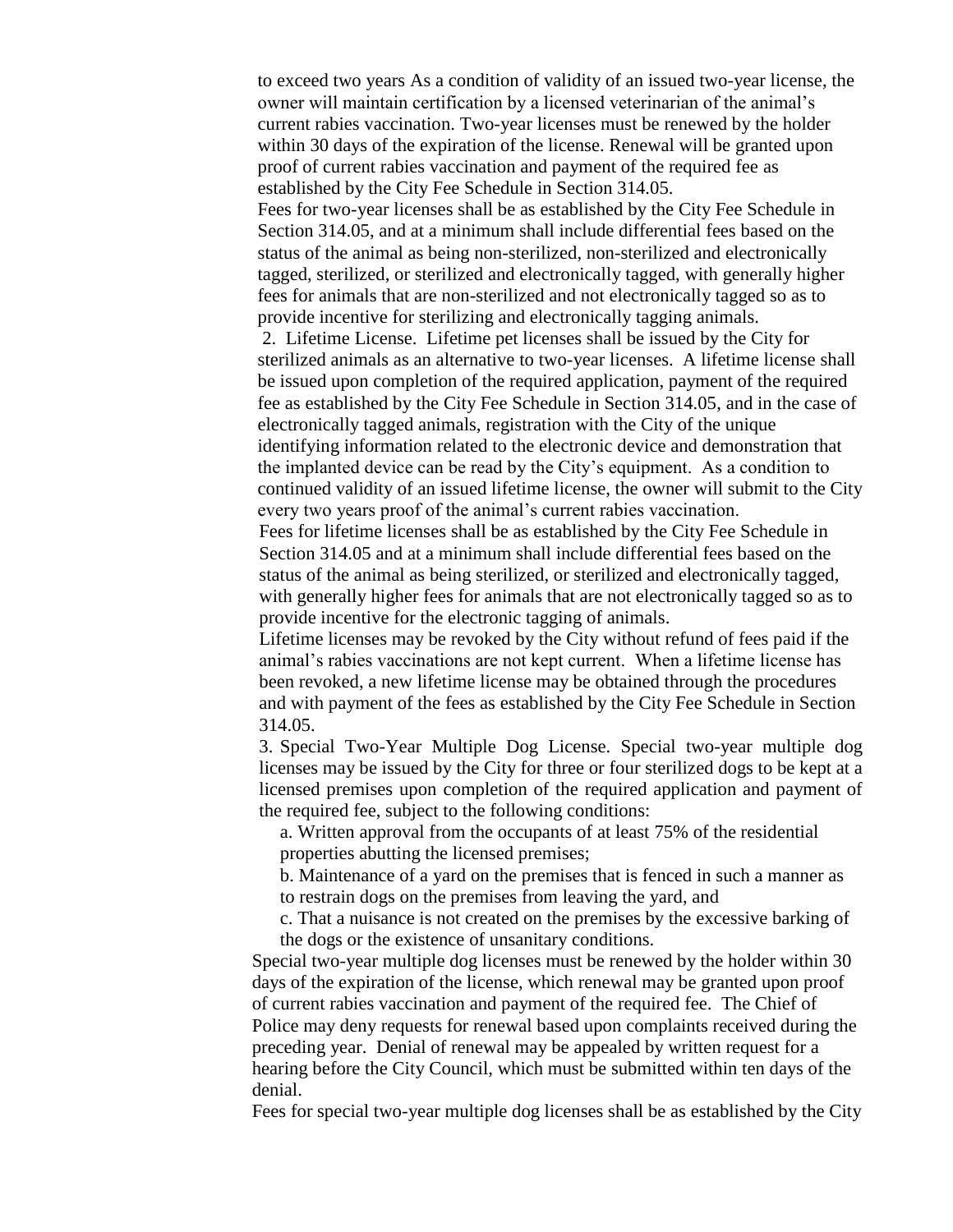to exceed two years As a condition of validity of an issued two-year license, the owner will maintain certification by a licensed veterinarian of the animal's current rabies vaccination. Two-year licenses must be renewed by the holder within 30 days of the expiration of the license. Renewal will be granted upon proof of current rabies vaccination and payment of the required fee as established by the City Fee Schedule in Section 314.05.

Fees for two-year licenses shall be as established by the City Fee Schedule in Section 314.05, and at a minimum shall include differential fees based on the status of the animal as being non-sterilized, non-sterilized and electronically tagged, sterilized, or sterilized and electronically tagged, with generally higher fees for animals that are non-sterilized and not electronically tagged so as to provide incentive for sterilizing and electronically tagging animals.

2. Lifetime License. Lifetime pet licenses shall be issued by the City for sterilized animals as an alternative to two-year licenses. A lifetime license shall be issued upon completion of the required application, payment of the required fee as established by the City Fee Schedule in Section 314.05, and in the case of electronically tagged animals, registration with the City of the unique identifying information related to the electronic device and demonstration that the implanted device can be read by the City's equipment. As a condition to continued validity of an issued lifetime license, the owner will submit to the City every two years proof of the animal's current rabies vaccination.

Fees for lifetime licenses shall be as established by the City Fee Schedule in Section 314.05 and at a minimum shall include differential fees based on the status of the animal as being sterilized, or sterilized and electronically tagged, with generally higher fees for animals that are not electronically tagged so as to provide incentive for the electronic tagging of animals.

Lifetime licenses may be revoked by the City without refund of fees paid if the animal's rabies vaccinations are not kept current. When a lifetime license has been revoked, a new lifetime license may be obtained through the procedures and with payment of the fees as established by the City Fee Schedule in Section 314.05.

3. Special Two-Year Multiple Dog License. Special two-year multiple dog licenses may be issued by the City for three or four sterilized dogs to be kept at a licensed premises upon completion of the required application and payment of the required fee, subject to the following conditions:

a. Written approval from the occupants of at least 75% of the residential properties abutting the licensed premises;

b. Maintenance of a yard on the premises that is fenced in such a manner as to restrain dogs on the premises from leaving the yard, and

c. That a nuisance is not created on the premises by the excessive barking of the dogs or the existence of unsanitary conditions.

Special two-year multiple dog licenses must be renewed by the holder within 30 days of the expiration of the license, which renewal may be granted upon proof of current rabies vaccination and payment of the required fee. The Chief of Police may deny requests for renewal based upon complaints received during the preceding year. Denial of renewal may be appealed by written request for a hearing before the City Council, which must be submitted within ten days of the denial.

Fees for special two-year multiple dog licenses shall be as established by the City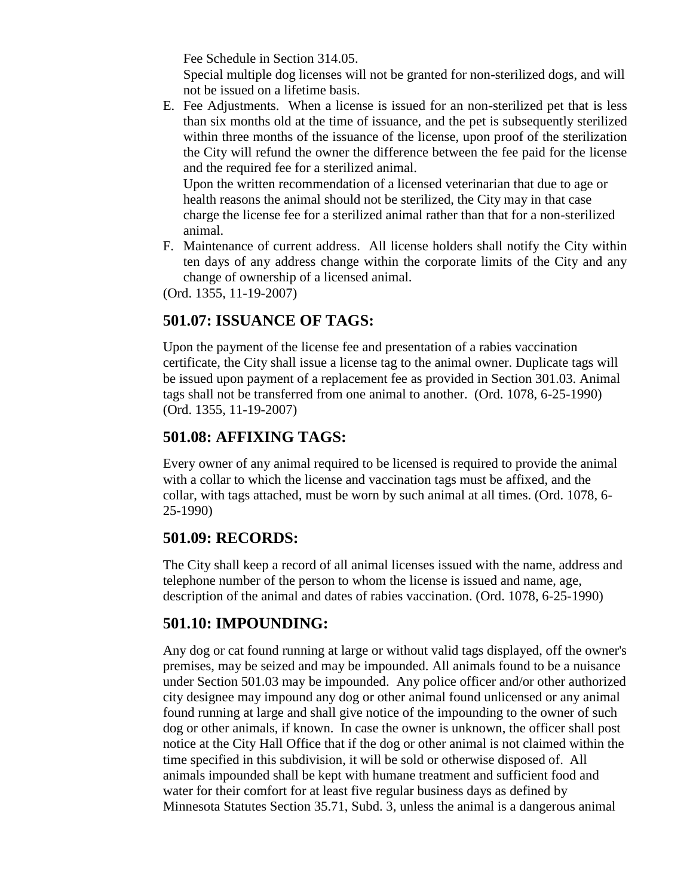Fee Schedule in Section 314.05.

Special multiple dog licenses will not be granted for non-sterilized dogs, and will not be issued on a lifetime basis.

E. Fee Adjustments. When a license is issued for an non-sterilized pet that is less than six months old at the time of issuance, and the pet is subsequently sterilized within three months of the issuance of the license, upon proof of the sterilization the City will refund the owner the difference between the fee paid for the license and the required fee for a sterilized animal.

   Upon the written recommendation of a licensed veterinarian that due to age or health reasons the animal should not be sterilized, the City may in that case charge the license fee for a sterilized animal rather than that for a non-sterilized animal.

F. Maintenance of current address. All license holders shall notify the City within ten days of any address change within the corporate limits of the City and any change of ownership of a licensed animal.

(Ord. 1355, 11-19-2007)

## 501.07: ISSUANCE OF TAGS:

Upon the payment of the license fee and presentation of a rabies vaccination certificate, the City shall issue a license tag to the animal owner. Duplicate tags will be issued upon payment of a replacement fee as provided in Section 301.03. Animal tags shall not be transferred from one animal to another. (Ord. 1078, 6-25-1990) (Ord. 1355, 11-19-2007)

## 501.08: AFFIXING TAGS:

Every owner of any animal required to be licensed is required to provide the animal with a collar to which the license and vaccination tags must be affixed, and the collar, with tags attached, must be worn by such animal at all times. (Ord. 1078, 6-25-1990)

## 501.09: RECORDS:

The City shall keep a record of all animal licenses issued with the name, address and telephone number of the person to whom the license is issued and name, age, description of the animal and dates of rabies vaccination. (Ord. 1078, 6-25-1990)

## 501.10: IMPOUNDING:

Any dog or cat found running at large or without valid tags displayed, off the owner's premises, may be seized and may be impounded. All animals found to be a nuisance under Section 501.03 may be impounded. Any police officer and/or other authorized city designee may impound any dog or other animal found unlicensed or any animal found running at large and shall give notice of the impounding to the owner of such dog or other animals, if known. In case the owner is unknown, the officer shall post notice at the City Hall Office that if the dog or other animal is not claimed within the time specified in this subdivision, it will be sold or otherwise disposed of. All animals impounded shall be kept with humane treatment and sufficient food and water for their comfort for at least five regular business days as defined by Minnesota Statutes Section 35.71, Subd. 3, unless the animal is a dangerous animal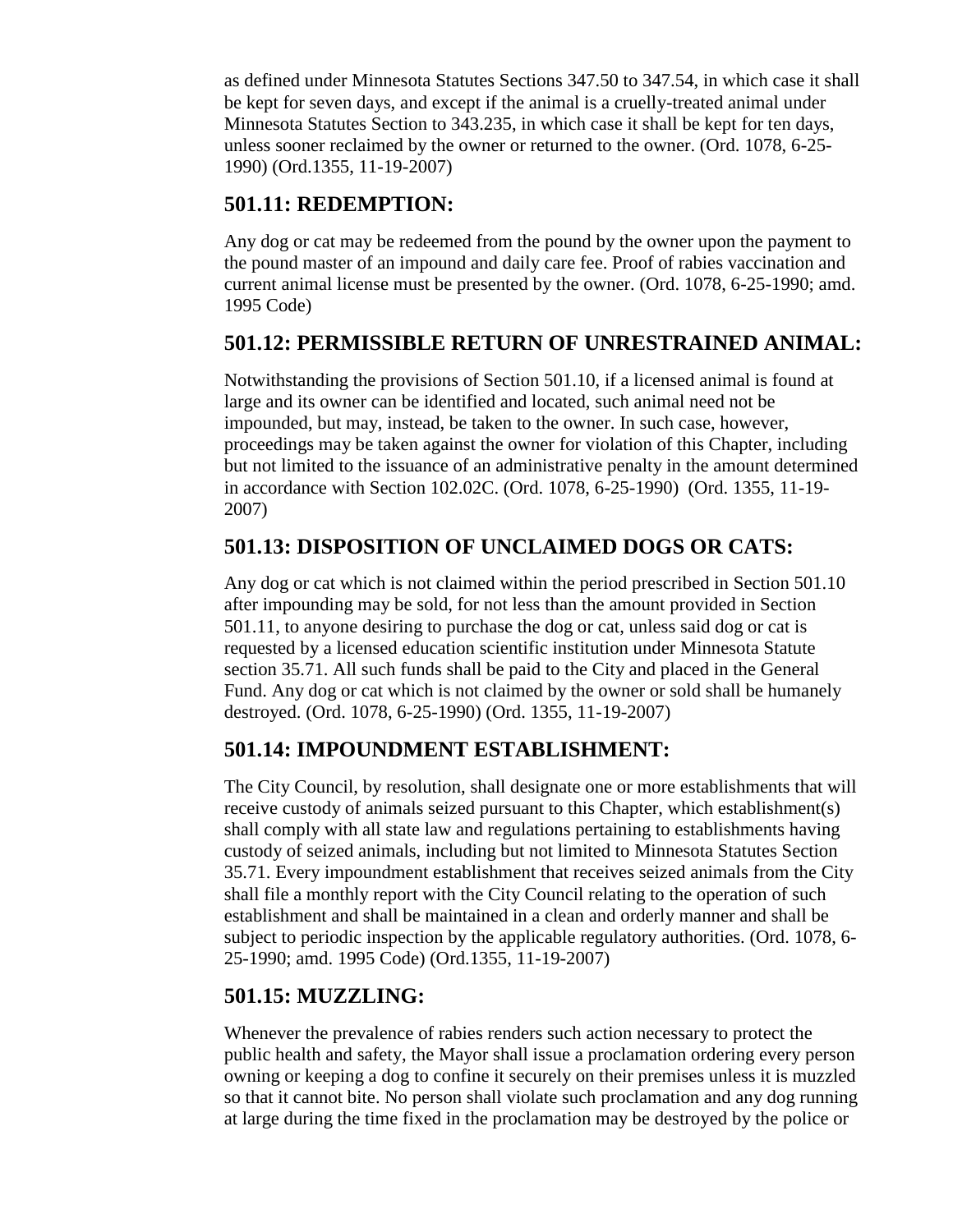as defined under Minnesota Statutes Sections 347.50 to 347.54, in which case it shall be kept for seven days, and except if the animal is a cruelly-treated animal under Minnesota Statutes Section to 343.235, in which case it shall be kept for ten days, unless sooner reclaimed by the owner or returned to the owner. (Ord. 1078, 6-25-1990) (Ord.1355, 11-19-2007)

## 501.11: REDEMPTION:

Any dog or cat may be redeemed from the pound by the owner upon the payment to the pound master of an impound and daily care fee. Proof of rabies vaccination and current animal license must be presented by the owner. (Ord. 1078, 6-25-1990; amd. 1995 Code)

## 501.12: PERMISSIBLE RETURN OF UNRESTRAINED ANIMAL:

Notwithstanding the provisions of Section 501.10, if a licensed animal is found at large and its owner can be identified and located, such animal need not be impounded, but may, instead, be taken to the owner. In such case, however, proceedings may be taken against the owner for violation of this Chapter, including but not limited to the issuance of an administrative penalty in the amount determined in accordance with Section 102.02C. (Ord. 1078, 6-25-1990) (Ord. 1355, 11-19-2007)

## 501.13: DISPOSITION OF UNCLAIMED DOGS OR CATS:

Any dog or cat which is not claimed within the period prescribed in Section 501.10 after impounding may be sold, for not less than the amount provided in Section 501.11, to anyone desiring to purchase the dog or cat, unless said dog or cat is requested by a licensed education scientific institution under Minnesota Statute section 35.71. All such funds shall be paid to the City and placed in the General Fund. Any dog or cat which is not claimed by the owner or sold shall be humanely destroyed. (Ord. 1078, 6-25-1990) (Ord. 1355, 11-19-2007)

## 501.14: IMPOUNDMENT ESTABLISHMENT:

The City Council, by resolution, shall designate one or more establishments that will receive custody of animals seized pursuant to this Chapter, which establishment(s) shall comply with all state law and regulations pertaining to establishments having custody of seized animals, including but not limited to Minnesota Statutes Section 35.71. Every impoundment establishment that receives seized animals from the City shall file a monthly report with the City Council relating to the operation of such establishment and shall be maintained in a clean and orderly manner and shall be subject to periodic inspection by the applicable regulatory authorities. (Ord. 1078, 6-25-1990; amd. 1995 Code) (Ord.1355, 11-19-2007)

## 501.15: MUZZLING:

Whenever the prevalence of rabies renders such action necessary to protect the public health and safety, the Mayor shall issue a proclamation ordering every person owning or keeping a dog to confine it securely on their premises unless it is muzzled so that it cannot bite. No person shall violate such proclamation and any dog running at large during the time fixed in the proclamation may be destroyed by the police or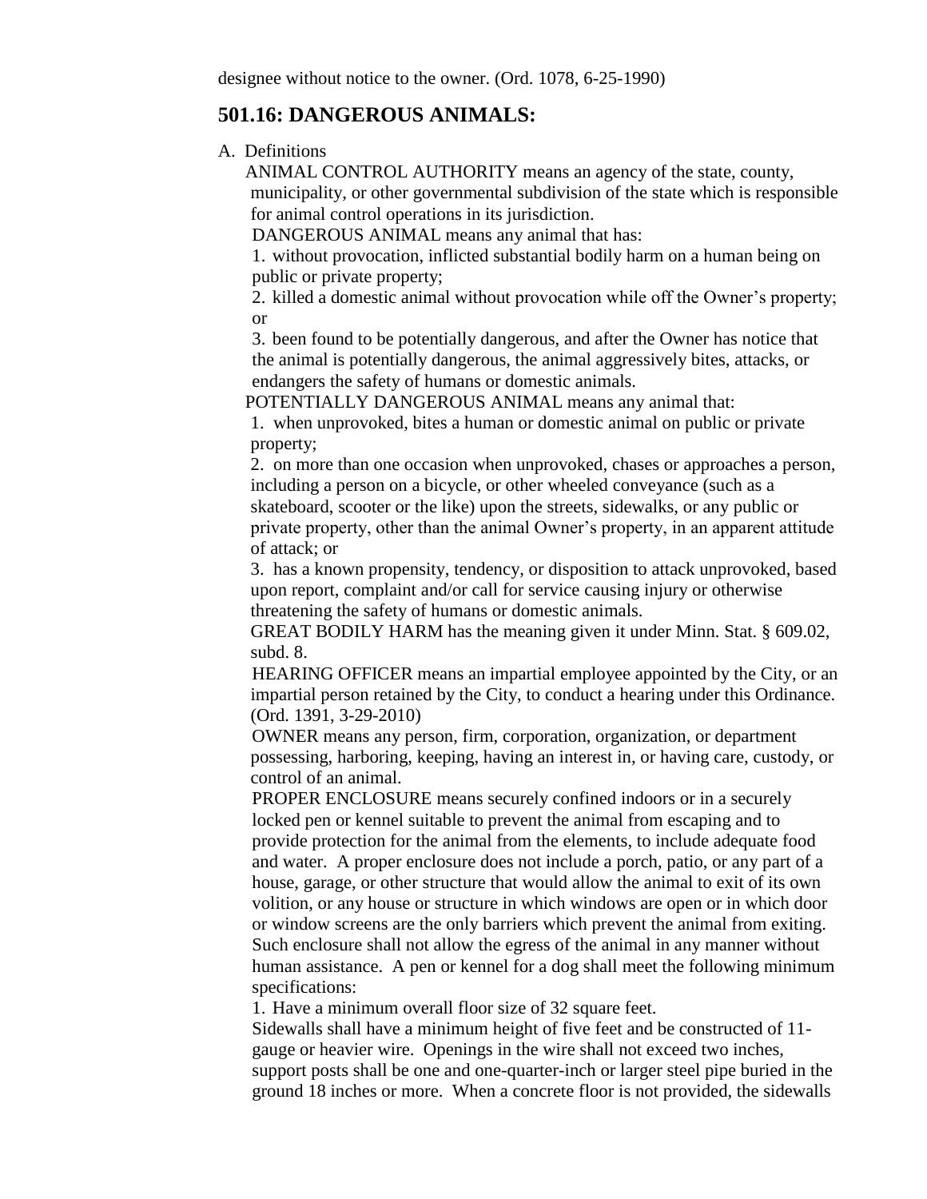designee without notice to the owner. (Ord. 1078, 6-25-1990)

## 501.16: DANGEROUS ANIMALS:

A. Definitions

ANIMAL CONTROL AUTHORITY means an agency of the state, county, municipality, or other governmental subdivision of the state which is responsible for animal control operations in its jurisdiction.

DANGEROUS ANIMAL means any animal that has:

1. without provocation, inflicted substantial bodily harm on a human being on public or private property;
2. killed a domestic animal without provocation while off the Owner's property; or
3. been found to be potentially dangerous, and after the Owner has notice that the animal is potentially dangerous, the animal aggressively bites, attacks, or endangers the safety of humans or domestic animals.

POTENTIALLY DANGEROUS ANIMAL means any animal that:

1. when unprovoked, bites a human or domestic animal on public or private property;
2. on more than one occasion when unprovoked, chases or approaches a person, including a person on a bicycle, or other wheeled conveyance (such as a skateboard, scooter or the like) upon the streets, sidewalks, or any public or private property, other than the animal Owner's property, in an apparent attitude of attack; or
3. has a known propensity, tendency, or disposition to attack unprovoked, based upon report, complaint and/or call for service causing injury or otherwise threatening the safety of humans or domestic animals.

GREAT BODILY HARM has the meaning given it under Minn. Stat. § 609.02, subd. 8.

HEARING OFFICER means an impartial employee appointed by the City, or an impartial person retained by the City, to conduct a hearing under this Ordinance. (Ord. 1391, 3-29-2010)

OWNER means any person, firm, corporation, organization, or department possessing, harboring, keeping, having an interest in, or having care, custody, or control of an animal.

PROPER ENCLOSURE means securely confined indoors or in a securely locked pen or kennel suitable to prevent the animal from escaping and to provide protection for the animal from the elements, to include adequate food and water. A proper enclosure does not include a porch, patio, or any part of a house, garage, or other structure that would allow the animal to exit of its own volition, or any house or structure in which windows are open or in which door or window screens are the only barriers which prevent the animal from exiting. Such enclosure shall not allow the egress of the animal in any manner without human assistance. A pen or kennel for a dog shall meet the following minimum specifications:

1. Have a minimum overall floor size of 32 square feet.

Sidewalls shall have a minimum height of five feet and be constructed of 11-gauge or heavier wire. Openings in the wire shall not exceed two inches, support posts shall be one and one-quarter-inch or larger steel pipe buried in the ground 18 inches or more. When a concrete floor is not provided, the sidewalls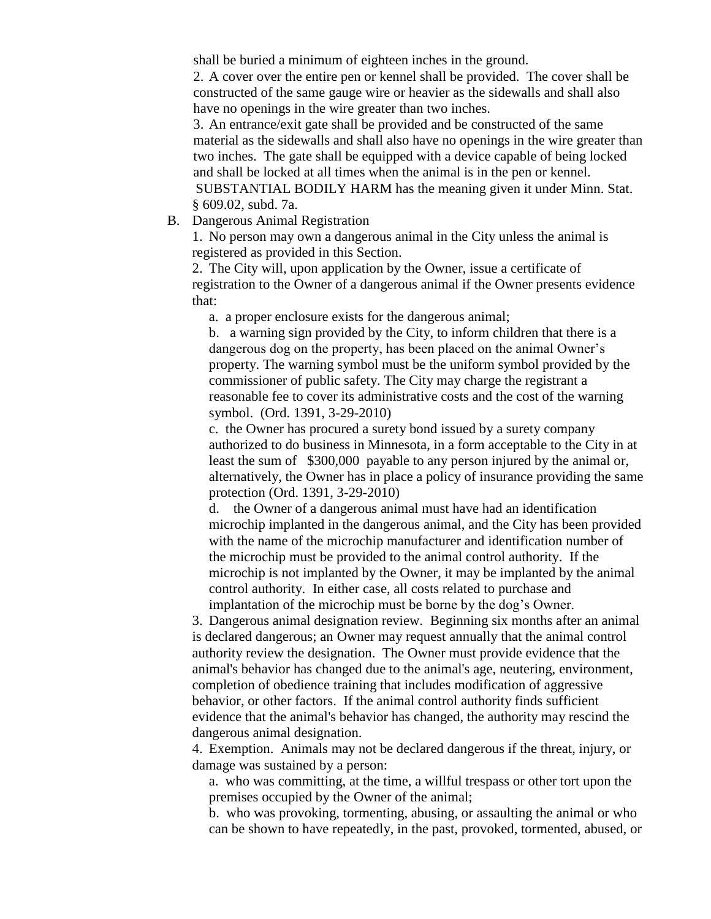shall be buried a minimum of eighteen inches in the ground.

2. A cover over the entire pen or kennel shall be provided. The cover shall be constructed of the same gauge wire or heavier as the sidewalls and shall also have no openings in the wire greater than two inches.

3. An entrance/exit gate shall be provided and be constructed of the same material as the sidewalls and shall also have no openings in the wire greater than two inches. The gate shall be equipped with a device capable of being locked and shall be locked at all times when the animal is in the pen or kennel.

SUBSTANTIAL BODILY HARM has the meaning given it under Minn. Stat. § 609.02, subd. 7a.

B. Dangerous Animal Registration

1. No person may own a dangerous animal in the City unless the animal is registered as provided in this Section.

2. The City will, upon application by the Owner, issue a certificate of registration to the Owner of a dangerous animal if the Owner presents evidence that:

a. a proper enclosure exists for the dangerous animal;

b. a warning sign provided by the City, to inform children that there is a dangerous dog on the property, has been placed on the animal Owner's property. The warning symbol must be the uniform symbol provided by the commissioner of public safety. The City may charge the registrant a reasonable fee to cover its administrative costs and the cost of the warning symbol. (Ord. 1391, 3-29-2010)

c. the Owner has procured a surety bond issued by a surety company authorized to do business in Minnesota, in a form acceptable to the City in at least the sum of $300,000 payable to any person injured by the animal or, alternatively, the Owner has in place a policy of insurance providing the same protection (Ord. 1391, 3-29-2010)

d. the Owner of a dangerous animal must have had an identification microchip implanted in the dangerous animal, and the City has been provided with the name of the microchip manufacturer and identification number of the microchip must be provided to the animal control authority. If the microchip is not implanted by the Owner, it may be implanted by the animal control authority. In either case, all costs related to purchase and implantation of the microchip must be borne by the dog's Owner.

3. Dangerous animal designation review. Beginning six months after an animal is declared dangerous; an Owner may request annually that the animal control authority review the designation. The Owner must provide evidence that the animal's behavior has changed due to the animal's age, neutering, environment, completion of obedience training that includes modification of aggressive behavior, or other factors. If the animal control authority finds sufficient evidence that the animal's behavior has changed, the authority may rescind the dangerous animal designation.

4. Exemption. Animals may not be declared dangerous if the threat, injury, or damage was sustained by a person:

a. who was committing, at the time, a willful trespass or other tort upon the premises occupied by the Owner of the animal;

b. who was provoking, tormenting, abusing, or assaulting the animal or who can be shown to have repeatedly, in the past, provoked, tormented, abused, or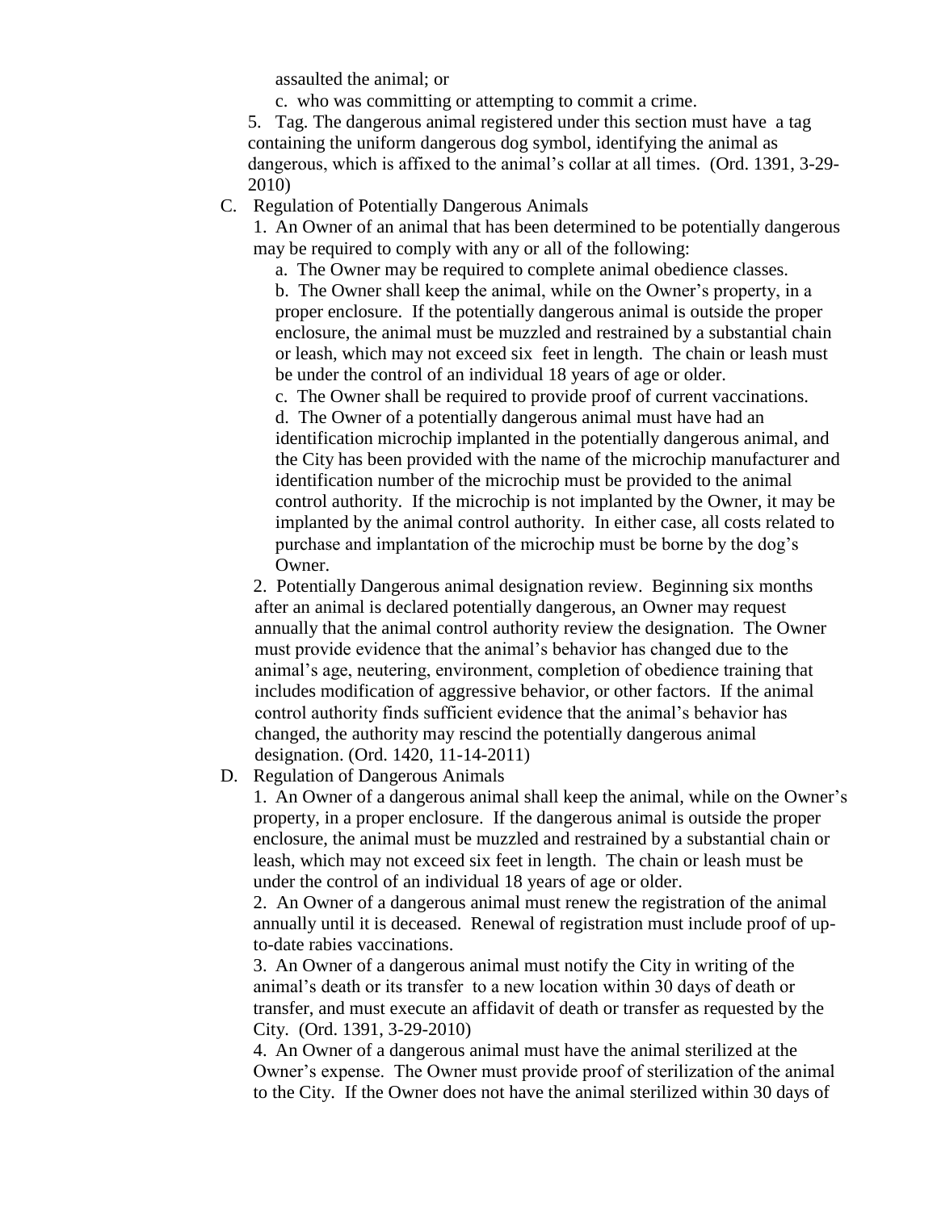assaulted the animal; or

c. who was committing or attempting to commit a crime.

5. Tag. The dangerous animal registered under this section must have a tag containing the uniform dangerous dog symbol, identifying the animal as dangerous, which is affixed to the animal's collar at all times. (Ord. 1391, 3-29-2010)

C. Regulation of Potentially Dangerous Animals

1. An Owner of an animal that has been determined to be potentially dangerous may be required to comply with any or all of the following:

a. The Owner may be required to complete animal obedience classes.

b. The Owner shall keep the animal, while on the Owner's property, in a proper enclosure. If the potentially dangerous animal is outside the proper enclosure, the animal must be muzzled and restrained by a substantial chain or leash, which may not exceed six feet in length. The chain or leash must be under the control of an individual 18 years of age or older.

c. The Owner shall be required to provide proof of current vaccinations.

d. The Owner of a potentially dangerous animal must have had an identification microchip implanted in the potentially dangerous animal, and the City has been provided with the name of the microchip manufacturer and identification number of the microchip must be provided to the animal control authority. If the microchip is not implanted by the Owner, it may be implanted by the animal control authority. In either case, all costs related to purchase and implantation of the microchip must be borne by the dog's Owner.

2. Potentially Dangerous animal designation review. Beginning six months after an animal is declared potentially dangerous, an Owner may request annually that the animal control authority review the designation. The Owner must provide evidence that the animal's behavior has changed due to the animal's age, neutering, environment, completion of obedience training that includes modification of aggressive behavior, or other factors. If the animal control authority finds sufficient evidence that the animal's behavior has changed, the authority may rescind the potentially dangerous animal designation. (Ord. 1420, 11-14-2011)

D. Regulation of Dangerous Animals

1. An Owner of a dangerous animal shall keep the animal, while on the Owner's property, in a proper enclosure. If the dangerous animal is outside the proper enclosure, the animal must be muzzled and restrained by a substantial chain or leash, which may not exceed six feet in length. The chain or leash must be under the control of an individual 18 years of age or older.

2. An Owner of a dangerous animal must renew the registration of the animal annually until it is deceased. Renewal of registration must include proof of up-to-date rabies vaccinations.

3. An Owner of a dangerous animal must notify the City in writing of the animal's death or its transfer to a new location within 30 days of death or transfer, and must execute an affidavit of death or transfer as requested by the City. (Ord. 1391, 3-29-2010)

4. An Owner of a dangerous animal must have the animal sterilized at the Owner's expense. The Owner must provide proof of sterilization of the animal to the City. If the Owner does not have the animal sterilized within 30 days of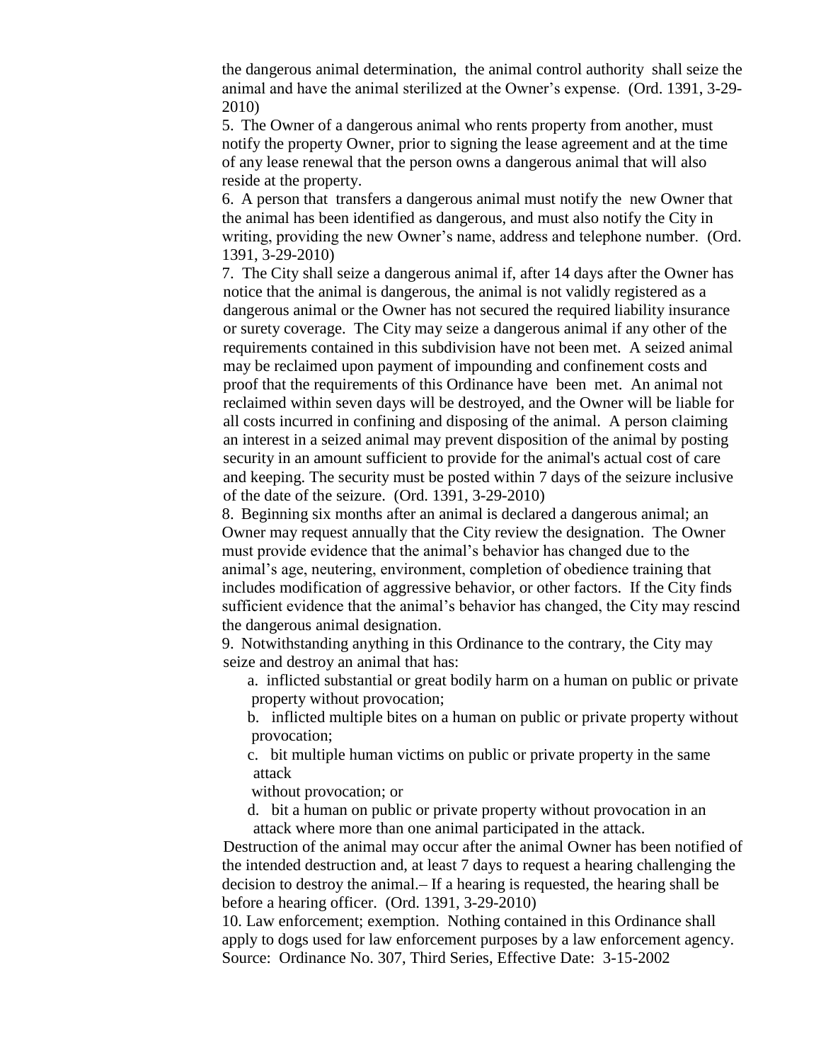the dangerous animal determination, the animal control authority shall seize the animal and have the animal sterilized at the Owner's expense. (Ord. 1391, 3-29-2010)

5. The Owner of a dangerous animal who rents property from another, must notify the property Owner, prior to signing the lease agreement and at the time of any lease renewal that the person owns a dangerous animal that will also reside at the property.

6. A person that transfers a dangerous animal must notify the new Owner that the animal has been identified as dangerous, and must also notify the City in writing, providing the new Owner's name, address and telephone number. (Ord. 1391, 3-29-2010)

7. The City shall seize a dangerous animal if, after 14 days after the Owner has notice that the animal is dangerous, the animal is not validly registered as a dangerous animal or the Owner has not secured the required liability insurance or surety coverage. The City may seize a dangerous animal if any other of the requirements contained in this subdivision have not been met. A seized animal may be reclaimed upon payment of impounding and confinement costs and proof that the requirements of this Ordinance have been met. An animal not reclaimed within seven days will be destroyed, and the Owner will be liable for all costs incurred in confining and disposing of the animal. A person claiming an interest in a seized animal may prevent disposition of the animal by posting security in an amount sufficient to provide for the animal's actual cost of care and keeping. The security must be posted within 7 days of the seizure inclusive of the date of the seizure. (Ord. 1391, 3-29-2010)

8. Beginning six months after an animal is declared a dangerous animal; an Owner may request annually that the City review the designation. The Owner must provide evidence that the animal's behavior has changed due to the animal's age, neutering, environment, completion of obedience training that includes modification of aggressive behavior, or other factors. If the City finds sufficient evidence that the animal's behavior has changed, the City may rescind the dangerous animal designation.

9. Notwithstanding anything in this Ordinance to the contrary, the City may seize and destroy an animal that has:

a. inflicted substantial or great bodily harm on a human on public or private property without provocation;

b. inflicted multiple bites on a human on public or private property without provocation;

c. bit multiple human victims on public or private property in the same attack without provocation; or

d. bit a human on public or private property without provocation in an attack where more than one animal participated in the attack.

Destruction of the animal may occur after the animal Owner has been notified of the intended destruction and, at least 7 days to request a hearing challenging the decision to destroy the animal.– If a hearing is requested, the hearing shall be before a hearing officer. (Ord. 1391, 3-29-2010)

10. Law enforcement; exemption. Nothing contained in this Ordinance shall apply to dogs used for law enforcement purposes by a law enforcement agency.
Source: Ordinance No. 307, Third Series, Effective Date: 3-15-2002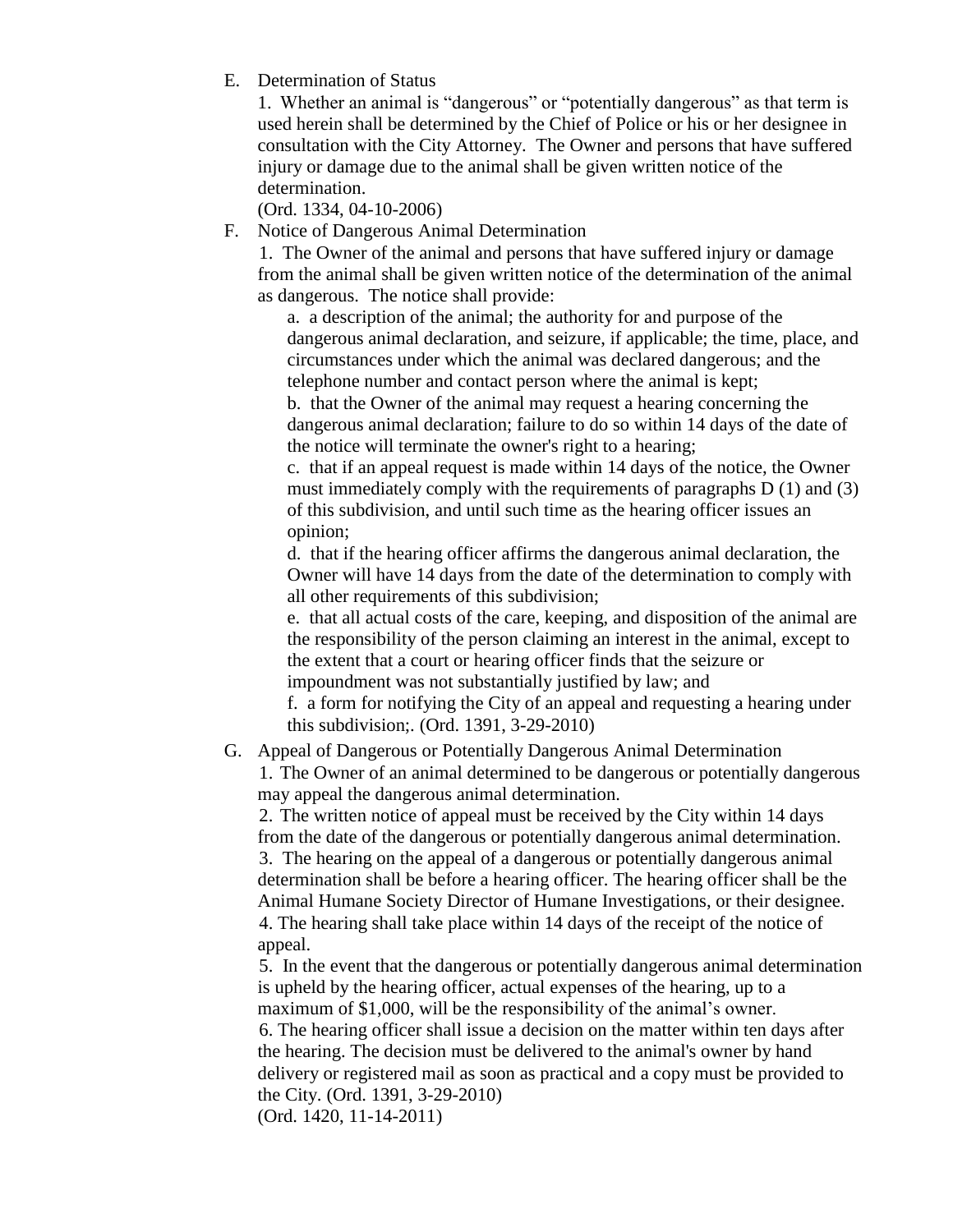E. Determination of Status

1. Whether an animal is "dangerous" or "potentially dangerous" as that term is used herein shall be determined by the Chief of Police or his or her designee in consultation with the City Attorney. The Owner and persons that have suffered injury or damage due to the animal shall be given written notice of the determination.

(Ord. 1334, 04-10-2006)

F. Notice of Dangerous Animal Determination

1. The Owner of the animal and persons that have suffered injury or damage from the animal shall be given written notice of the determination of the animal as dangerous. The notice shall provide:

a. a description of the animal; the authority for and purpose of the dangerous animal declaration, and seizure, if applicable; the time, place, and circumstances under which the animal was declared dangerous; and the telephone number and contact person where the animal is kept;

b. that the Owner of the animal may request a hearing concerning the dangerous animal declaration; failure to do so within 14 days of the date of the notice will terminate the owner's right to a hearing;

c. that if an appeal request is made within 14 days of the notice, the Owner must immediately comply with the requirements of paragraphs D (1) and (3) of this subdivision, and until such time as the hearing officer issues an opinion;

d. that if the hearing officer affirms the dangerous animal declaration, the Owner will have 14 days from the date of the determination to comply with all other requirements of this subdivision;

e. that all actual costs of the care, keeping, and disposition of the animal are the responsibility of the person claiming an interest in the animal, except to the extent that a court or hearing officer finds that the seizure or impoundment was not substantially justified by law; and

f. a form for notifying the City of an appeal and requesting a hearing under this subdivision;. (Ord. 1391, 3-29-2010)

G. Appeal of Dangerous or Potentially Dangerous Animal Determination

1. The Owner of an animal determined to be dangerous or potentially dangerous may appeal the dangerous animal determination.

2. The written notice of appeal must be received by the City within 14 days from the date of the dangerous or potentially dangerous animal determination.

3. The hearing on the appeal of a dangerous or potentially dangerous animal determination shall be before a hearing officer. The hearing officer shall be the Animal Humane Society Director of Humane Investigations, or their designee.

4. The hearing shall take place within 14 days of the receipt of the notice of appeal.

5. In the event that the dangerous or potentially dangerous animal determination is upheld by the hearing officer, actual expenses of the hearing, up to a maximum of $1,000, will be the responsibility of the animal's owner.

6. The hearing officer shall issue a decision on the matter within ten days after the hearing. The decision must be delivered to the animal's owner by hand delivery or registered mail as soon as practical and a copy must be provided to the City. (Ord. 1391, 3-29-2010)

(Ord. 1420, 11-14-2011)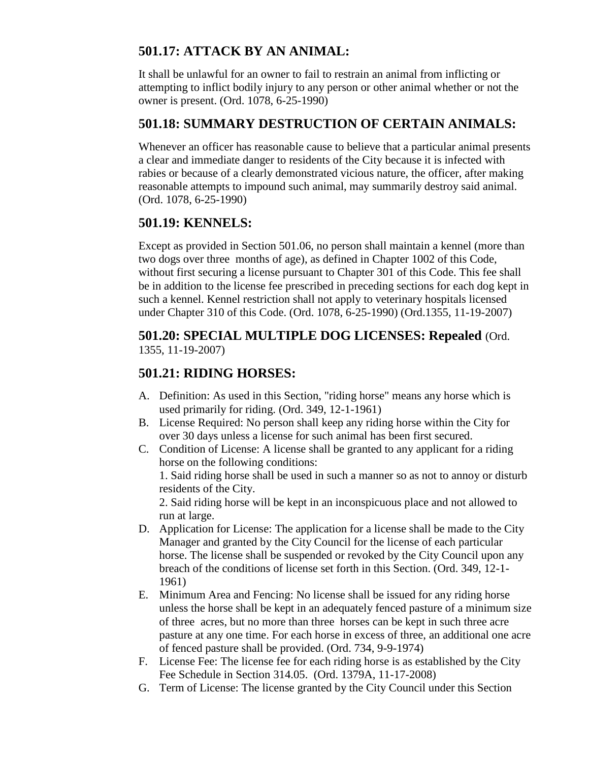## 501.17: ATTACK BY AN ANIMAL:

It shall be unlawful for an owner to fail to restrain an animal from inflicting or attempting to inflict bodily injury to any person or other animal whether or not the owner is present. (Ord. 1078, 6-25-1990)

## 501.18: SUMMARY DESTRUCTION OF CERTAIN ANIMALS:

Whenever an officer has reasonable cause to believe that a particular animal presents a clear and immediate danger to residents of the City because it is infected with rabies or because of a clearly demonstrated vicious nature, the officer, after making reasonable attempts to impound such animal, may summarily destroy said animal. (Ord. 1078, 6-25-1990)

## 501.19: KENNELS:

Except as provided in Section 501.06, no person shall maintain a kennel (more than two dogs over three months of age), as defined in Chapter 1002 of this Code, without first securing a license pursuant to Chapter 301 of this Code. This fee shall be in addition to the license fee prescribed in preceding sections for each dog kept in such a kennel. Kennel restriction shall not apply to veterinary hospitals licensed under Chapter 310 of this Code. (Ord. 1078, 6-25-1990) (Ord.1355, 11-19-2007)

## 501.20: SPECIAL MULTIPLE DOG LICENSES: Repealed (Ord. 1355, 11-19-2007)

## 501.21: RIDING HORSES:

A. Definition: As used in this Section, "riding horse" means any horse which is used primarily for riding. (Ord. 349, 12-1-1961)
B. License Required: No person shall keep any riding horse within the City for over 30 days unless a license for such animal has been first secured.
C. Condition of License: A license shall be granted to any applicant for a riding horse on the following conditions:
   1. Said riding horse shall be used in such a manner so as not to annoy or disturb residents of the City.
   2. Said riding horse will be kept in an inconspicuous place and not allowed to run at large.
D. Application for License: The application for a license shall be made to the City Manager and granted by the City Council for the license of each particular horse. The license shall be suspended or revoked by the City Council upon any breach of the conditions of license set forth in this Section. (Ord. 349, 12-1-1961)
E. Minimum Area and Fencing: No license shall be issued for any riding horse unless the horse shall be kept in an adequately fenced pasture of a minimum size of three acres, but no more than three horses can be kept in such three acre pasture at any one time. For each horse in excess of three, an additional one acre of fenced pasture shall be provided. (Ord. 734, 9-9-1974)
F. License Fee: The license fee for each riding horse is as established by the City Fee Schedule in Section 314.05. (Ord. 1379A, 11-17-2008)
G. Term of License: The license granted by the City Council under this Section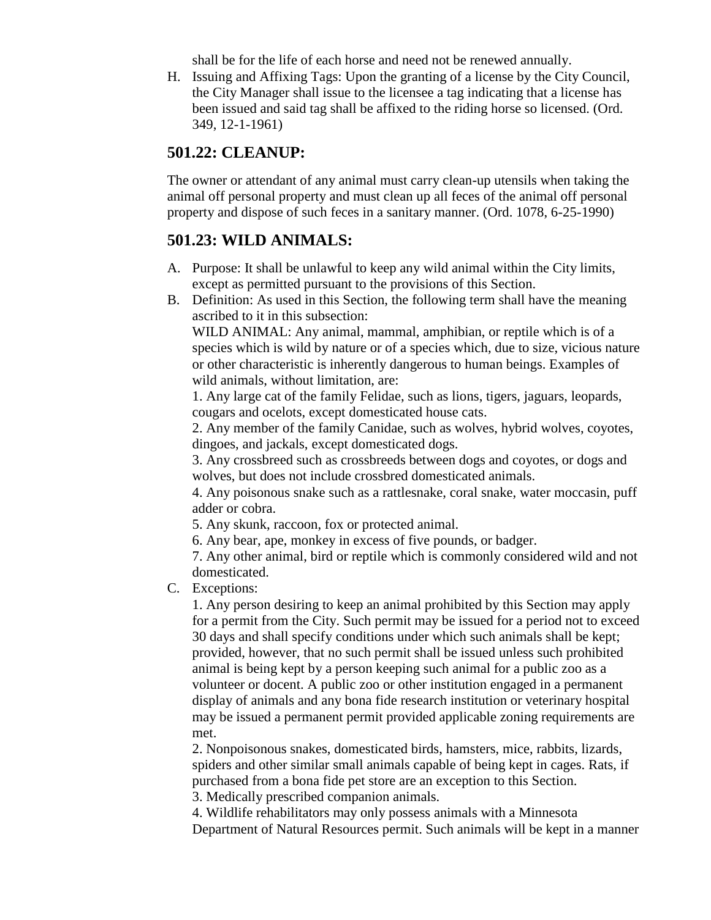shall be for the life of each horse and need not be renewed annually.

H. Issuing and Affixing Tags: Upon the granting of a license by the City Council, the City Manager shall issue to the licensee a tag indicating that a license has been issued and said tag shall be affixed to the riding horse so licensed. (Ord. 349, 12-1-1961)

## 501.22: CLEANUP:

The owner or attendant of any animal must carry clean-up utensils when taking the animal off personal property and must clean up all feces of the animal off personal property and dispose of such feces in a sanitary manner. (Ord. 1078, 6-25-1990)

## 501.23: WILD ANIMALS:

A. Purpose: It shall be unlawful to keep any wild animal within the City limits, except as permitted pursuant to the provisions of this Section.

B. Definition: As used in this Section, the following term shall have the meaning ascribed to it in this subsection:

   WILD ANIMAL: Any animal, mammal, amphibian, or reptile which is of a species which is wild by nature or of a species which, due to size, vicious nature or other characteristic is inherently dangerous to human beings. Examples of wild animals, without limitation, are:

   1. Any large cat of the family Felidae, such as lions, tigers, jaguars, leopards, cougars and ocelots, except domesticated house cats.

   2. Any member of the family Canidae, such as wolves, hybrid wolves, coyotes, dingoes, and jackals, except domesticated dogs.

   3. Any crossbreed such as crossbreeds between dogs and coyotes, or dogs and wolves, but does not include crossbred domesticated animals.

   4. Any poisonous snake such as a rattlesnake, coral snake, water moccasin, puff adder or cobra.

   5. Any skunk, raccoon, fox or protected animal.

   6. Any bear, ape, monkey in excess of five pounds, or badger.

   7. Any other animal, bird or reptile which is commonly considered wild and not domesticated.

C. Exceptions:

   1. Any person desiring to keep an animal prohibited by this Section may apply for a permit from the City. Such permit may be issued for a period not to exceed 30 days and shall specify conditions under which such animals shall be kept; provided, however, that no such permit shall be issued unless such prohibited animal is being kept by a person keeping such animal for a public zoo as a volunteer or docent. A public zoo or other institution engaged in a permanent display of animals and any bona fide research institution or veterinary hospital may be issued a permanent permit provided applicable zoning requirements are met.

   2. Nonpoisonous snakes, domesticated birds, hamsters, mice, rabbits, lizards, spiders and other similar small animals capable of being kept in cages. Rats, if purchased from a bona fide pet store are an exception to this Section.

   3. Medically prescribed companion animals.

   4. Wildlife rehabilitators may only possess animals with a Minnesota Department of Natural Resources permit. Such animals will be kept in a manner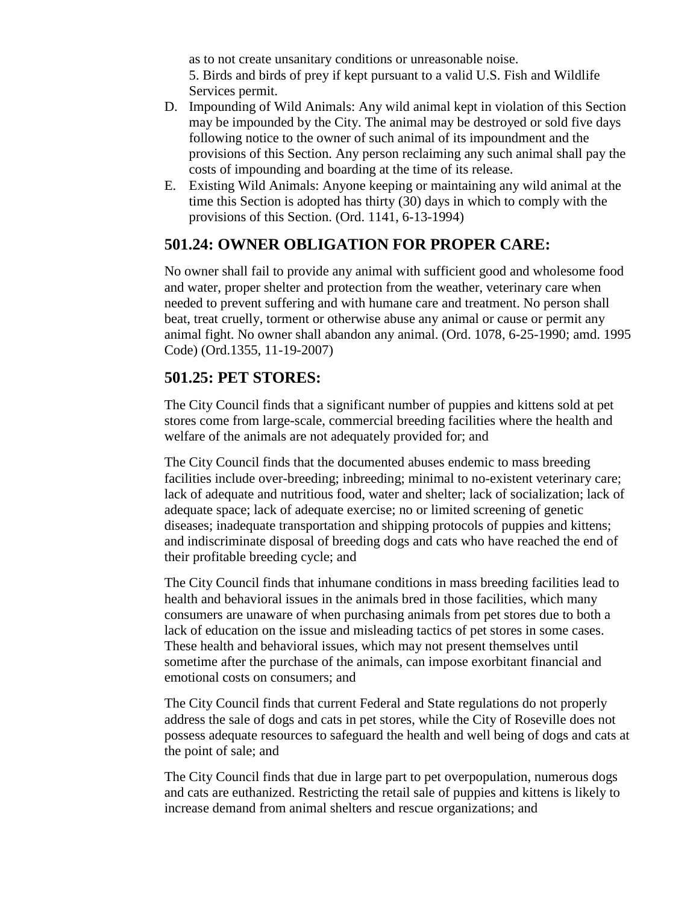as to not create unsanitary conditions or unreasonable noise.

5. Birds and birds of prey if kept pursuant to a valid U.S. Fish and Wildlife Services permit.

D. Impounding of Wild Animals: Any wild animal kept in violation of this Section may be impounded by the City. The animal may be destroyed or sold five days following notice to the owner of such animal of its impoundment and the provisions of this Section. Any person reclaiming any such animal shall pay the costs of impounding and boarding at the time of its release.

E. Existing Wild Animals: Anyone keeping or maintaining any wild animal at the time this Section is adopted has thirty (30) days in which to comply with the provisions of this Section. (Ord. 1141, 6-13-1994)

## 501.24: OWNER OBLIGATION FOR PROPER CARE:

No owner shall fail to provide any animal with sufficient good and wholesome food and water, proper shelter and protection from the weather, veterinary care when needed to prevent suffering and with humane care and treatment. No person shall beat, treat cruelly, torment or otherwise abuse any animal or cause or permit any animal fight. No owner shall abandon any animal. (Ord. 1078, 6-25-1990; amd. 1995 Code) (Ord.1355, 11-19-2007)

## 501.25: PET STORES:

The City Council finds that a significant number of puppies and kittens sold at pet stores come from large-scale, commercial breeding facilities where the health and welfare of the animals are not adequately provided for; and

The City Council finds that the documented abuses endemic to mass breeding facilities include over-breeding; inbreeding; minimal to no-existent veterinary care; lack of adequate and nutritious food, water and shelter; lack of socialization; lack of adequate space; lack of adequate exercise; no or limited screening of genetic diseases; inadequate transportation and shipping protocols of puppies and kittens; and indiscriminate disposal of breeding dogs and cats who have reached the end of their profitable breeding cycle; and

The City Council finds that inhumane conditions in mass breeding facilities lead to health and behavioral issues in the animals bred in those facilities, which many consumers are unaware of when purchasing animals from pet stores due to both a lack of education on the issue and misleading tactics of pet stores in some cases. These health and behavioral issues, which may not present themselves until sometime after the purchase of the animals, can impose exorbitant financial and emotional costs on consumers; and

The City Council finds that current Federal and State regulations do not properly address the sale of dogs and cats in pet stores, while the City of Roseville does not possess adequate resources to safeguard the health and well being of dogs and cats at the point of sale; and

The City Council finds that due in large part to pet overpopulation, numerous dogs and cats are euthanized. Restricting the retail sale of puppies and kittens is likely to increase demand from animal shelters and rescue organizations; and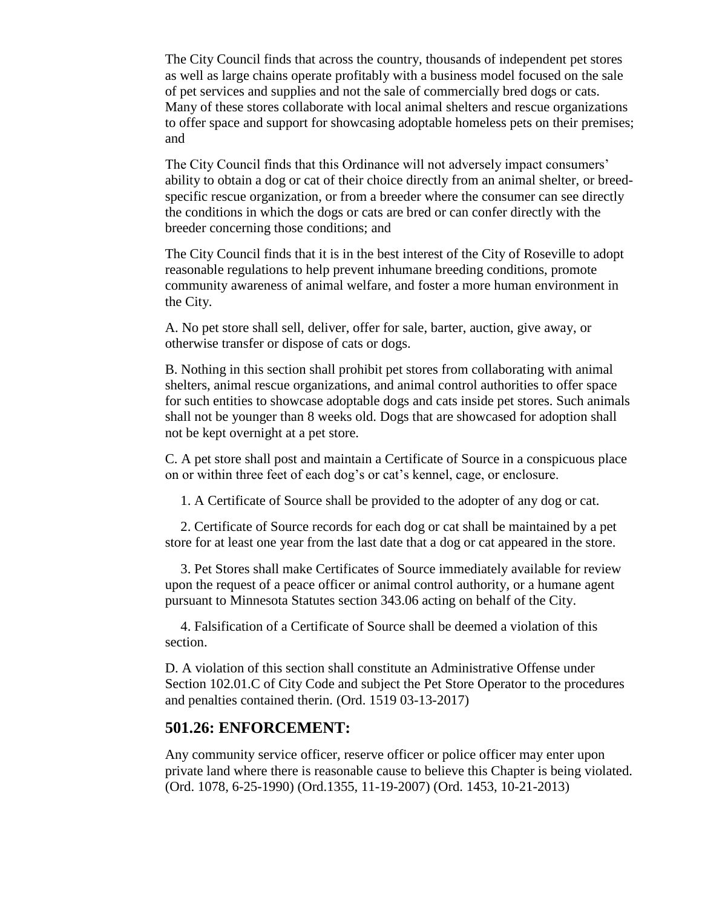The City Council finds that across the country, thousands of independent pet stores as well as large chains operate profitably with a business model focused on the sale of pet services and supplies and not the sale of commercially bred dogs or cats. Many of these stores collaborate with local animal shelters and rescue organizations to offer space and support for showcasing adoptable homeless pets on their premises; and

The City Council finds that this Ordinance will not adversely impact consumers' ability to obtain a dog or cat of their choice directly from an animal shelter, or breed-specific rescue organization, or from a breeder where the consumer can see directly the conditions in which the dogs or cats are bred or can confer directly with the breeder concerning those conditions; and

The City Council finds that it is in the best interest of the City of Roseville to adopt reasonable regulations to help prevent inhumane breeding conditions, promote community awareness of animal welfare, and foster a more human environment in the City.

A. No pet store shall sell, deliver, offer for sale, barter, auction, give away, or otherwise transfer or dispose of cats or dogs.

B. Nothing in this section shall prohibit pet stores from collaborating with animal shelters, animal rescue organizations, and animal control authorities to offer space for such entities to showcase adoptable dogs and cats inside pet stores. Such animals shall not be younger than 8 weeks old. Dogs that are showcased for adoption shall not be kept overnight at a pet store.

C. A pet store shall post and maintain a Certificate of Source in a conspicuous place on or within three feet of each dog's or cat's kennel, cage, or enclosure.

1. A Certificate of Source shall be provided to the adopter of any dog or cat.

2. Certificate of Source records for each dog or cat shall be maintained by a pet store for at least one year from the last date that a dog or cat appeared in the store.

3. Pet Stores shall make Certificates of Source immediately available for review upon the request of a peace officer or animal control authority, or a humane agent pursuant to Minnesota Statutes section 343.06 acting on behalf of the City.

4. Falsification of a Certificate of Source shall be deemed a violation of this section.

D. A violation of this section shall constitute an Administrative Offense under Section 102.01.C of City Code and subject the Pet Store Operator to the procedures and penalties contained therin. (Ord. 1519 03-13-2017)

## 501.26: ENFORCEMENT:

Any community service officer, reserve officer or police officer may enter upon private land where there is reasonable cause to believe this Chapter is being violated. (Ord. 1078, 6-25-1990) (Ord.1355, 11-19-2007) (Ord. 1453, 10-21-2013)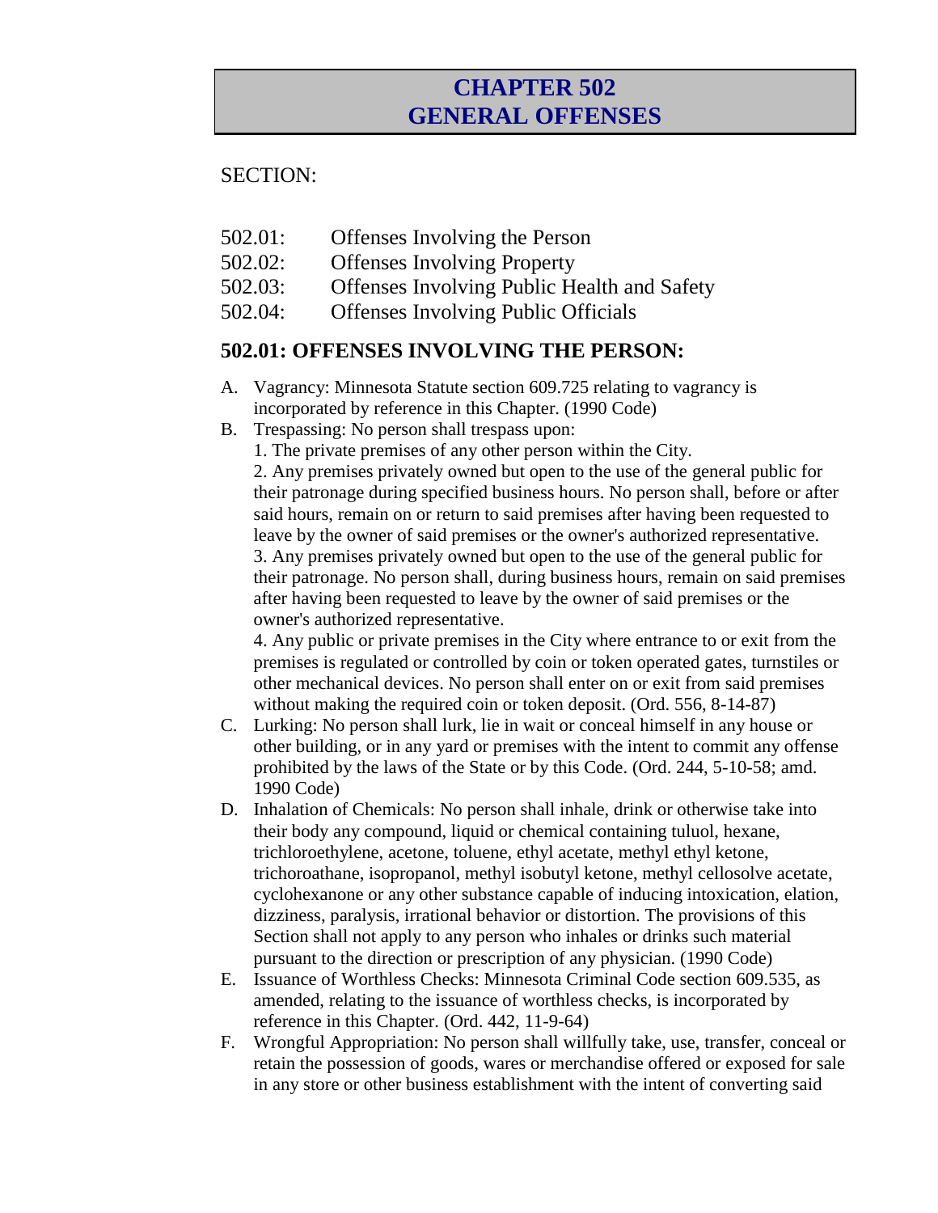# CHAPTER 502
# GENERAL OFFENSES

SECTION:

- 502.01: Offenses Involving the Person
- 502.02: Offenses Involving Property
- 502.03: Offenses Involving Public Health and Safety
- 502.04: Offenses Involving Public Officials

## 502.01: OFFENSES INVOLVING THE PERSON:

A. Vagrancy: Minnesota Statute section 609.725 relating to vagrancy is incorporated by reference in this Chapter. (1990 Code)

B. Trespassing: No person shall trespass upon:
   1. The private premises of any other person within the City.
   2. Any premises privately owned but open to the use of the general public for their patronage during specified business hours. No person shall, before or after said hours, remain on or return to said premises after having been requested to leave by the owner of said premises or the owner's authorized representative.
   3. Any premises privately owned but open to the use of the general public for their patronage. No person shall, during business hours, remain on said premises after having been requested to leave by the owner of said premises or the owner's authorized representative.
   4. Any public or private premises in the City where entrance to or exit from the premises is regulated or controlled by coin or token operated gates, turnstiles or other mechanical devices. No person shall enter on or exit from said premises without making the required coin or token deposit. (Ord. 556, 8-14-87)

C. Lurking: No person shall lurk, lie in wait or conceal himself in any house or other building, or in any yard or premises with the intent to commit any offense prohibited by the laws of the State or by this Code. (Ord. 244, 5-10-58; amd. 1990 Code)

D. Inhalation of Chemicals: No person shall inhale, drink or otherwise take into their body any compound, liquid or chemical containing tuluol, hexane, trichloroethylene, acetone, toluene, ethyl acetate, methyl ethyl ketone, trichoroathane, isopropanol, methyl isobutyl ketone, methyl cellosolve acetate, cyclohexanone or any other substance capable of inducing intoxication, elation, dizziness, paralysis, irrational behavior or distortion. The provisions of this Section shall not apply to any person who inhales or drinks such material pursuant to the direction or prescription of any physician. (1990 Code)

E. Issuance of Worthless Checks: Minnesota Criminal Code section 609.535, as amended, relating to the issuance of worthless checks, is incorporated by reference in this Chapter. (Ord. 442, 11-9-64)

F. Wrongful Appropriation: No person shall willfully take, use, transfer, conceal or retain the possession of goods, wares or merchandise offered or exposed for sale in any store or other business establishment with the intent of converting said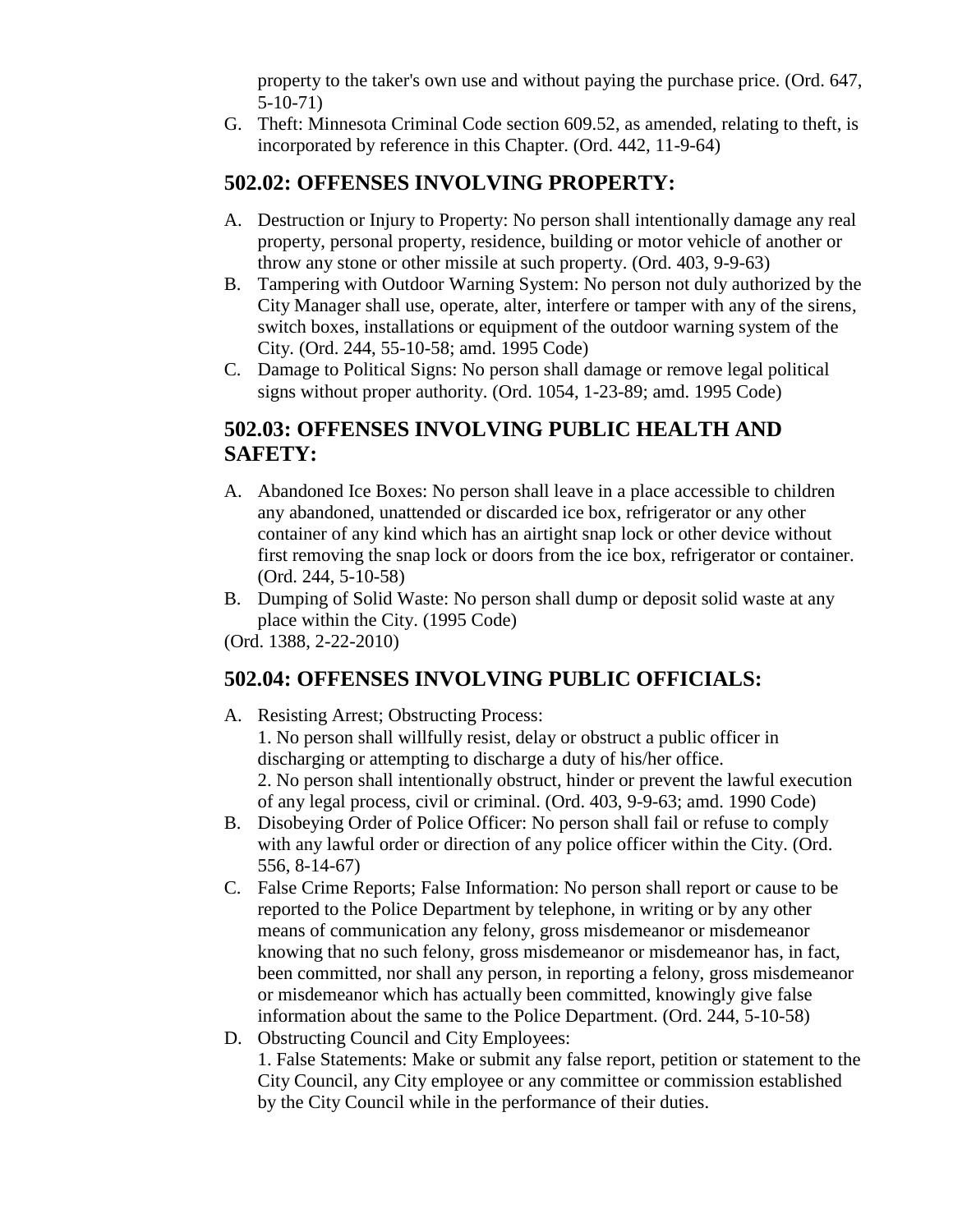property to the taker's own use and without paying the purchase price. (Ord. 647, 5-10-71)

G. Theft: Minnesota Criminal Code section 609.52, as amended, relating to theft, is incorporated by reference in this Chapter. (Ord. 442, 11-9-64)

## 502.02: OFFENSES INVOLVING PROPERTY:

A. Destruction or Injury to Property: No person shall intentionally damage any real property, personal property, residence, building or motor vehicle of another or throw any stone or other missile at such property. (Ord. 403, 9-9-63)
B. Tampering with Outdoor Warning System: No person not duly authorized by the City Manager shall use, operate, alter, interfere or tamper with any of the sirens, switch boxes, installations or equipment of the outdoor warning system of the City. (Ord. 244, 55-10-58; amd. 1995 Code)
C. Damage to Political Signs: No person shall damage or remove legal political signs without proper authority. (Ord. 1054, 1-23-89; amd. 1995 Code)

## 502.03: OFFENSES INVOLVING PUBLIC HEALTH AND SAFETY:

A. Abandoned Ice Boxes: No person shall leave in a place accessible to children any abandoned, unattended or discarded ice box, refrigerator or any other container of any kind which has an airtight snap lock or other device without first removing the snap lock or doors from the ice box, refrigerator or container. (Ord. 244, 5-10-58)
B. Dumping of Solid Waste: No person shall dump or deposit solid waste at any place within the City. (1995 Code)

(Ord. 1388, 2-22-2010)

## 502.04: OFFENSES INVOLVING PUBLIC OFFICIALS:

A. Resisting Arrest; Obstructing Process:
   1. No person shall willfully resist, delay or obstruct a public officer in discharging or attempting to discharge a duty of his/her office.
   2. No person shall intentionally obstruct, hinder or prevent the lawful execution of any legal process, civil or criminal. (Ord. 403, 9-9-63; amd. 1990 Code)
B. Disobeying Order of Police Officer: No person shall fail or refuse to comply with any lawful order or direction of any police officer within the City. (Ord. 556, 8-14-67)
C. False Crime Reports; False Information: No person shall report or cause to be reported to the Police Department by telephone, in writing or by any other means of communication any felony, gross misdemeanor or misdemeanor knowing that no such felony, gross misdemeanor or misdemeanor has, in fact, been committed, nor shall any person, in reporting a felony, gross misdemeanor or misdemeanor which has actually been committed, knowingly give false information about the same to the Police Department. (Ord. 244, 5-10-58)
D. Obstructing Council and City Employees:
   1. False Statements: Make or submit any false report, petition or statement to the City Council, any City employee or any committee or commission established by the City Council while in the performance of their duties.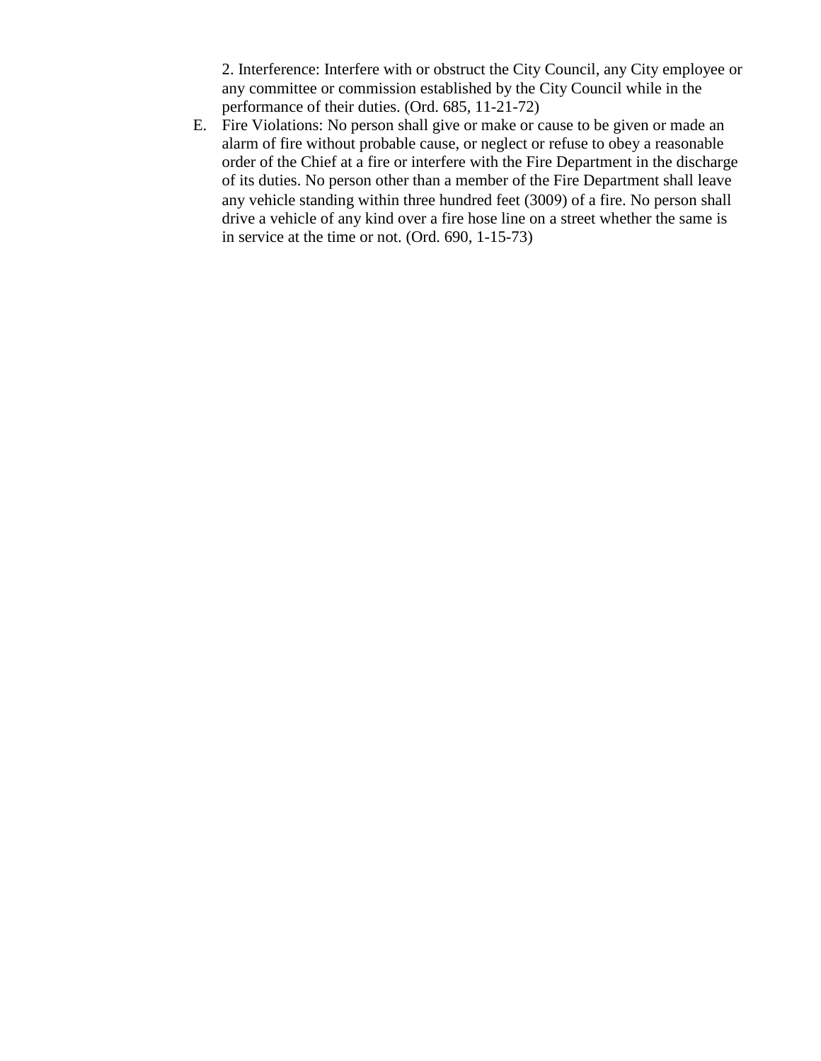2. Interference: Interfere with or obstruct the City Council, any City employee or any committee or commission established by the City Council while in the performance of their duties. (Ord. 685, 11-21-72)

E. Fire Violations: No person shall give or make or cause to be given or made an alarm of fire without probable cause, or neglect or refuse to obey a reasonable order of the Chief at a fire or interfere with the Fire Department in the discharge of its duties. No person other than a member of the Fire Department shall leave any vehicle standing within three hundred feet (3009) of a fire. No person shall drive a vehicle of any kind over a fire hose line on a street whether the same is in service at the time or not. (Ord. 690, 1-15-73)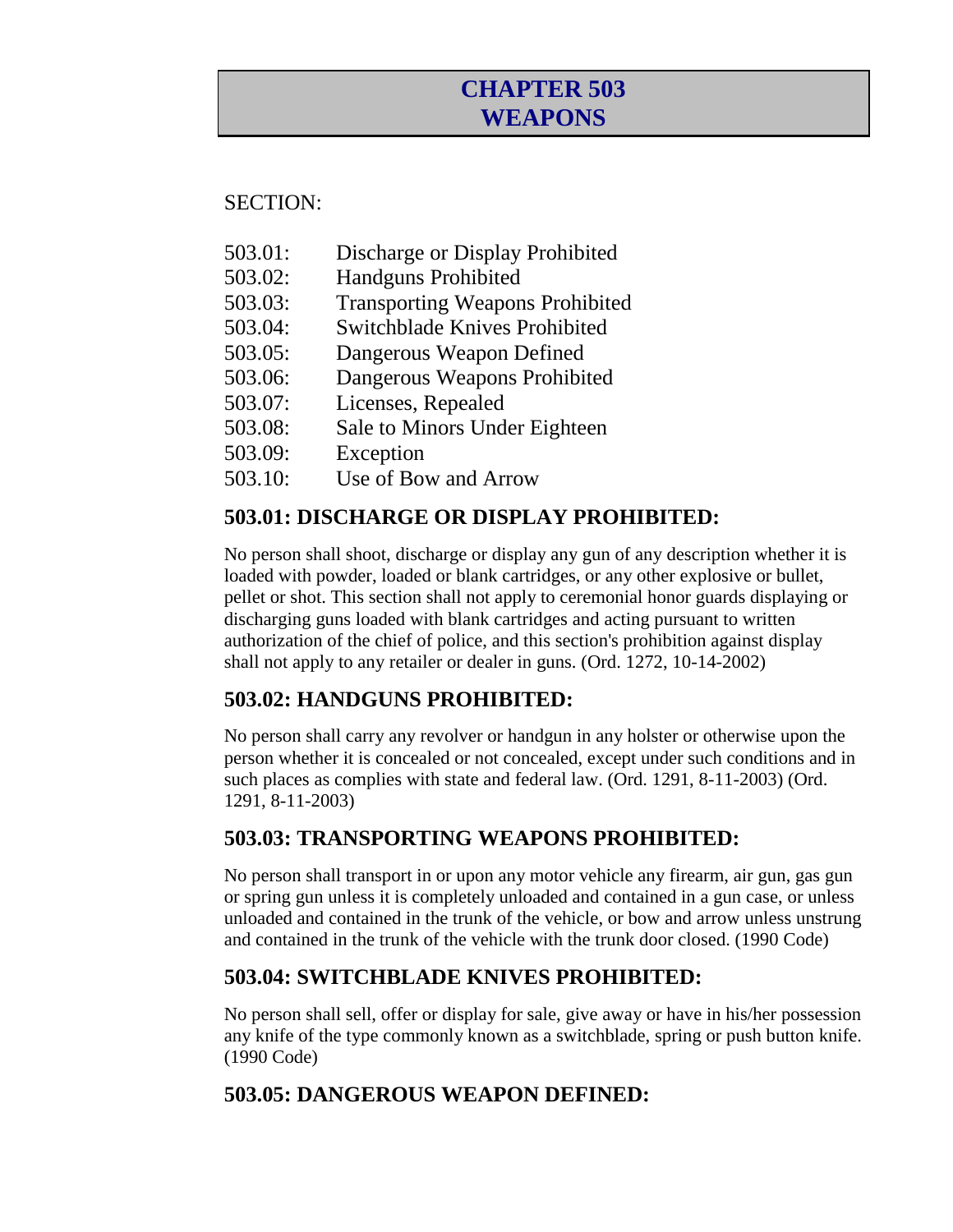# CHAPTER 503
# WEAPONS

SECTION:

503.01: Discharge or Display Prohibited
503.02: Handguns Prohibited
503.03: Transporting Weapons Prohibited
503.04: Switchblade Knives Prohibited
503.05: Dangerous Weapon Defined
503.06: Dangerous Weapons Prohibited
503.07: Licenses, Repealed
503.08: Sale to Minors Under Eighteen
503.09: Exception
503.10: Use of Bow and Arrow

## 503.01: DISCHARGE OR DISPLAY PROHIBITED:

No person shall shoot, discharge or display any gun of any description whether it is loaded with powder, loaded or blank cartridges, or any other explosive or bullet, pellet or shot. This section shall not apply to ceremonial honor guards displaying or discharging guns loaded with blank cartridges and acting pursuant to written authorization of the chief of police, and this section's prohibition against display shall not apply to any retailer or dealer in guns. (Ord. 1272, 10-14-2002)

## 503.02: HANDGUNS PROHIBITED:

No person shall carry any revolver or handgun in any holster or otherwise upon the person whether it is concealed or not concealed, except under such conditions and in such places as complies with state and federal law. (Ord. 1291, 8-11-2003) (Ord. 1291, 8-11-2003)

## 503.03: TRANSPORTING WEAPONS PROHIBITED:

No person shall transport in or upon any motor vehicle any firearm, air gun, gas gun or spring gun unless it is completely unloaded and contained in a gun case, or unless unloaded and contained in the trunk of the vehicle, or bow and arrow unless unstrung and contained in the trunk of the vehicle with the trunk door closed. (1990 Code)

## 503.04: SWITCHBLADE KNIVES PROHIBITED:

No person shall sell, offer or display for sale, give away or have in his/her possession any knife of the type commonly known as a switchblade, spring or push button knife. (1990 Code)

## 503.05: DANGEROUS WEAPON DEFINED: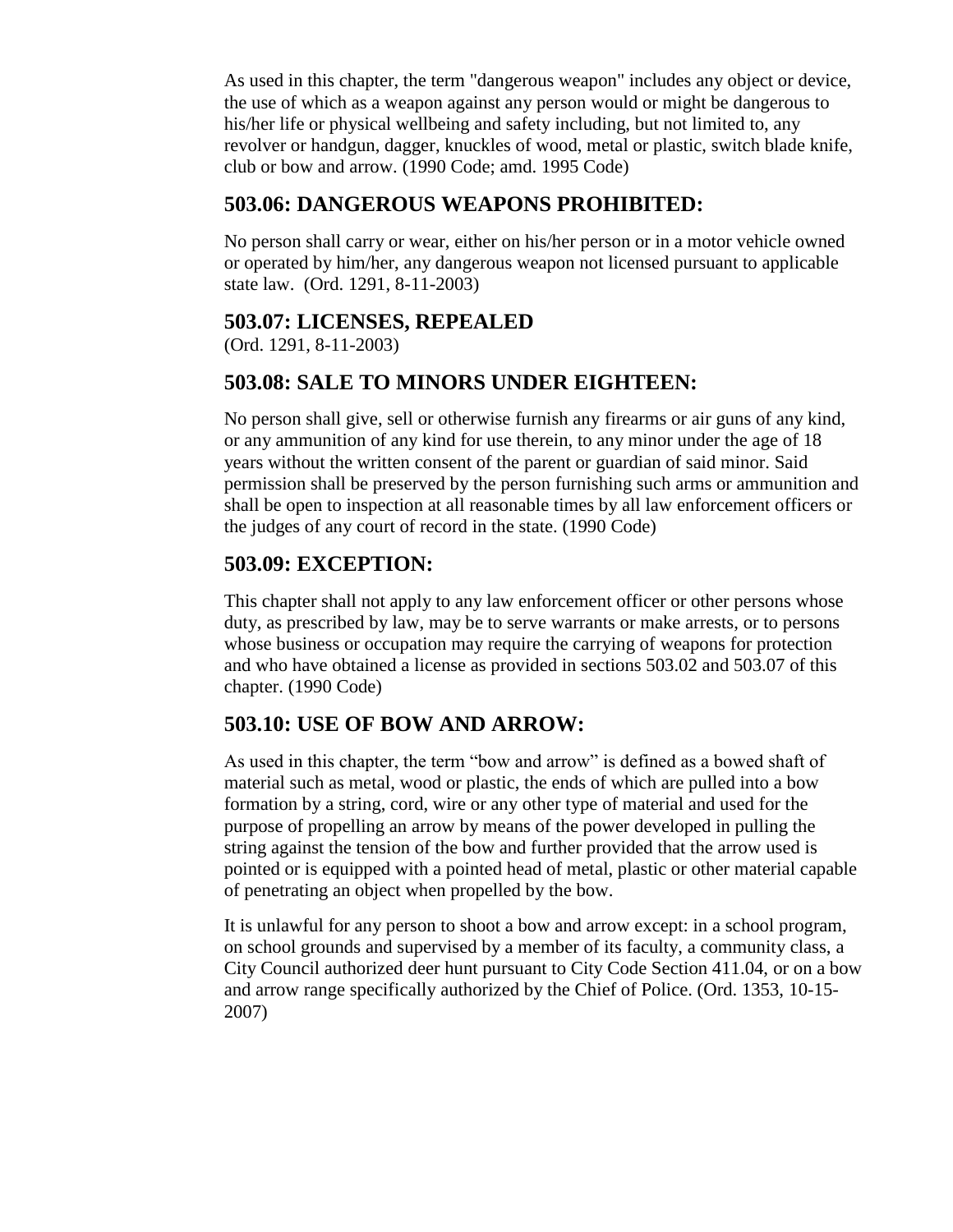As used in this chapter, the term "dangerous weapon" includes any object or device, the use of which as a weapon against any person would or might be dangerous to his/her life or physical wellbeing and safety including, but not limited to, any revolver or handgun, dagger, knuckles of wood, metal or plastic, switch blade knife, club or bow and arrow. (1990 Code; amd. 1995 Code)

## 503.06: DANGEROUS WEAPONS PROHIBITED:

No person shall carry or wear, either on his/her person or in a motor vehicle owned or operated by him/her, any dangerous weapon not licensed pursuant to applicable state law. (Ord. 1291, 8-11-2003)

## 503.07: LICENSES, REPEALED

(Ord. 1291, 8-11-2003)

## 503.08: SALE TO MINORS UNDER EIGHTEEN:

No person shall give, sell or otherwise furnish any firearms or air guns of any kind, or any ammunition of any kind for use therein, to any minor under the age of 18 years without the written consent of the parent or guardian of said minor. Said permission shall be preserved by the person furnishing such arms or ammunition and shall be open to inspection at all reasonable times by all law enforcement officers or the judges of any court of record in the state. (1990 Code)

## 503.09: EXCEPTION:

This chapter shall not apply to any law enforcement officer or other persons whose duty, as prescribed by law, may be to serve warrants or make arrests, or to persons whose business or occupation may require the carrying of weapons for protection and who have obtained a license as provided in sections 503.02 and 503.07 of this chapter. (1990 Code)

## 503.10: USE OF BOW AND ARROW:

As used in this chapter, the term “bow and arrow” is defined as a bowed shaft of material such as metal, wood or plastic, the ends of which are pulled into a bow formation by a string, cord, wire or any other type of material and used for the purpose of propelling an arrow by means of the power developed in pulling the string against the tension of the bow and further provided that the arrow used is pointed or is equipped with a pointed head of metal, plastic or other material capable of penetrating an object when propelled by the bow.

It is unlawful for any person to shoot a bow and arrow except: in a school program, on school grounds and supervised by a member of its faculty, a community class, a City Council authorized deer hunt pursuant to City Code Section 411.04, or on a bow and arrow range specifically authorized by the Chief of Police. (Ord. 1353, 10-15-2007)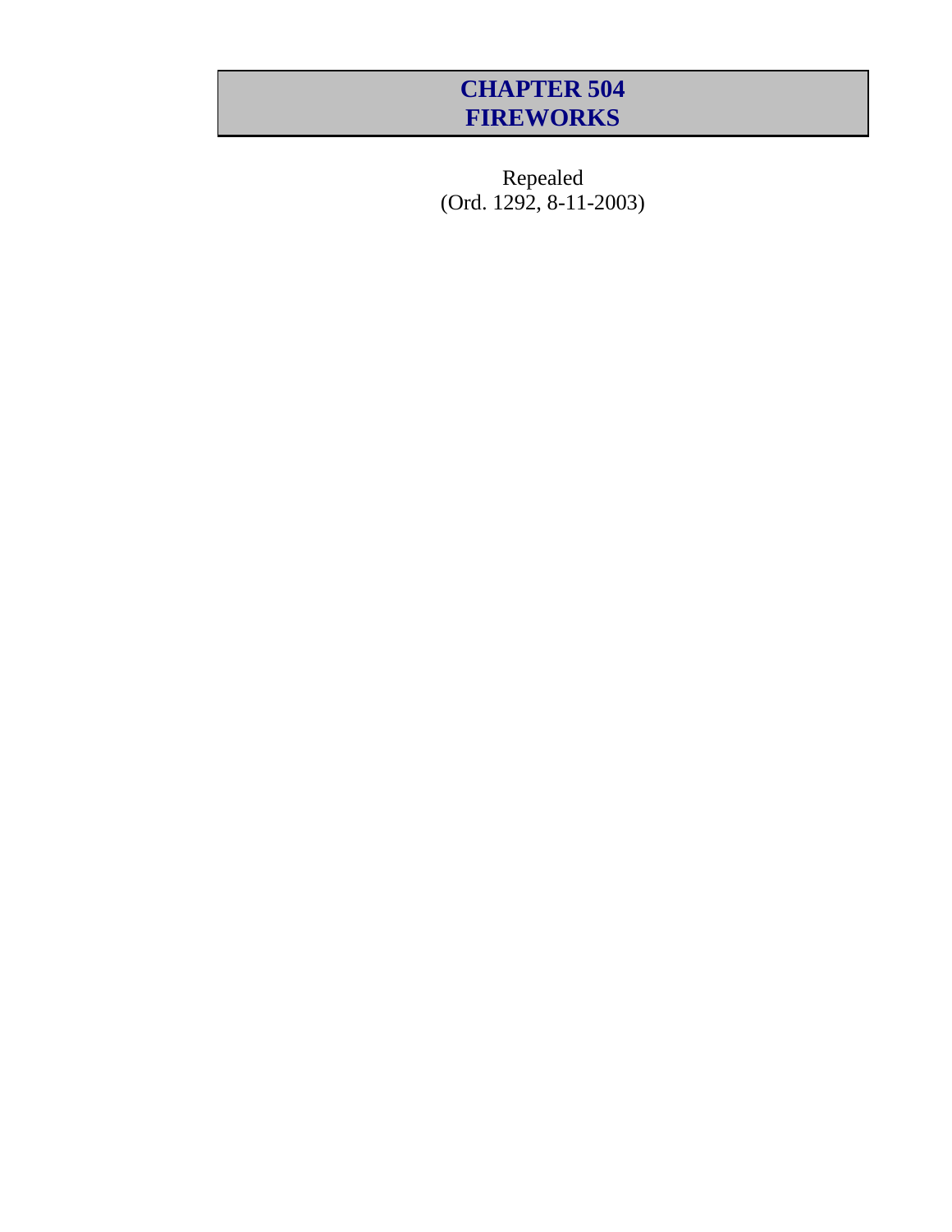# CHAPTER 504
# FIREWORKS

Repealed
(Ord. 1292, 8-11-2003)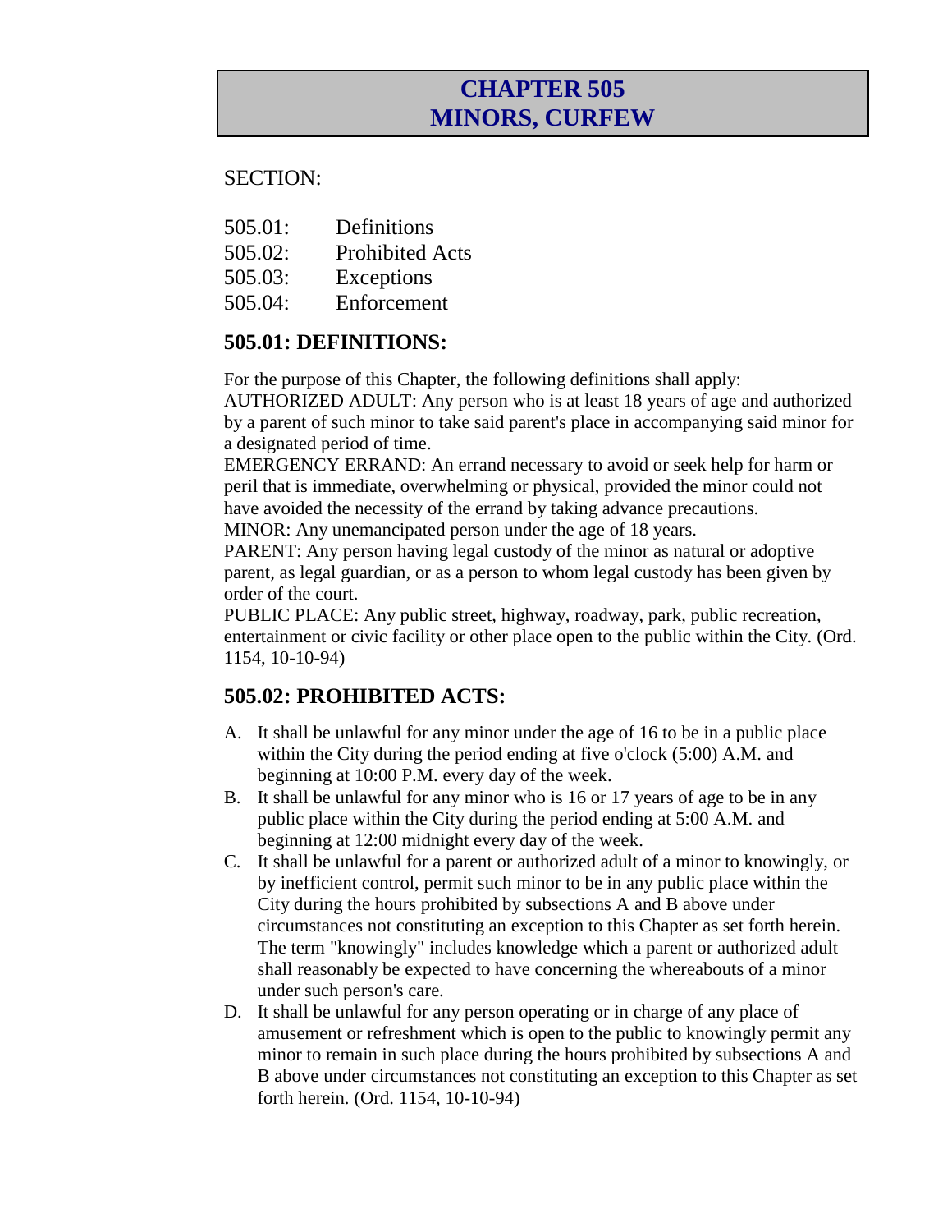# CHAPTER 505
# MINORS, CURFEW

SECTION:

505.01: Definitions
505.02: Prohibited Acts
505.03: Exceptions
505.04: Enforcement

## 505.01: DEFINITIONS:

For the purpose of this Chapter, the following definitions shall apply:

AUTHORIZED ADULT: Any person who is at least 18 years of age and authorized by a parent of such minor to take said parent's place in accompanying said minor for a designated period of time.

EMERGENCY ERRAND: An errand necessary to avoid or seek help for harm or peril that is immediate, overwhelming or physical, provided the minor could not have avoided the necessity of the errand by taking advance precautions.

MINOR: Any unemancipated person under the age of 18 years.

PARENT: Any person having legal custody of the minor as natural or adoptive parent, as legal guardian, or as a person to whom legal custody has been given by order of the court.

PUBLIC PLACE: Any public street, highway, roadway, park, public recreation, entertainment or civic facility or other place open to the public within the City. (Ord. 1154, 10-10-94)

## 505.02: PROHIBITED ACTS:

A. It shall be unlawful for any minor under the age of 16 to be in a public place within the City during the period ending at five o'clock (5:00) A.M. and beginning at 10:00 P.M. every day of the week.

B. It shall be unlawful for any minor who is 16 or 17 years of age to be in any public place within the City during the period ending at 5:00 A.M. and beginning at 12:00 midnight every day of the week.

C. It shall be unlawful for a parent or authorized adult of a minor to knowingly, or by inefficient control, permit such minor to be in any public place within the City during the hours prohibited by subsections A and B above under circumstances not constituting an exception to this Chapter as set forth herein. The term "knowingly" includes knowledge which a parent or authorized adult shall reasonably be expected to have concerning the whereabouts of a minor under such person's care.

D. It shall be unlawful for any person operating or in charge of any place of amusement or refreshment which is open to the public to knowingly permit any minor to remain in such place during the hours prohibited by subsections A and B above under circumstances not constituting an exception to this Chapter as set forth herein. (Ord. 1154, 10-10-94)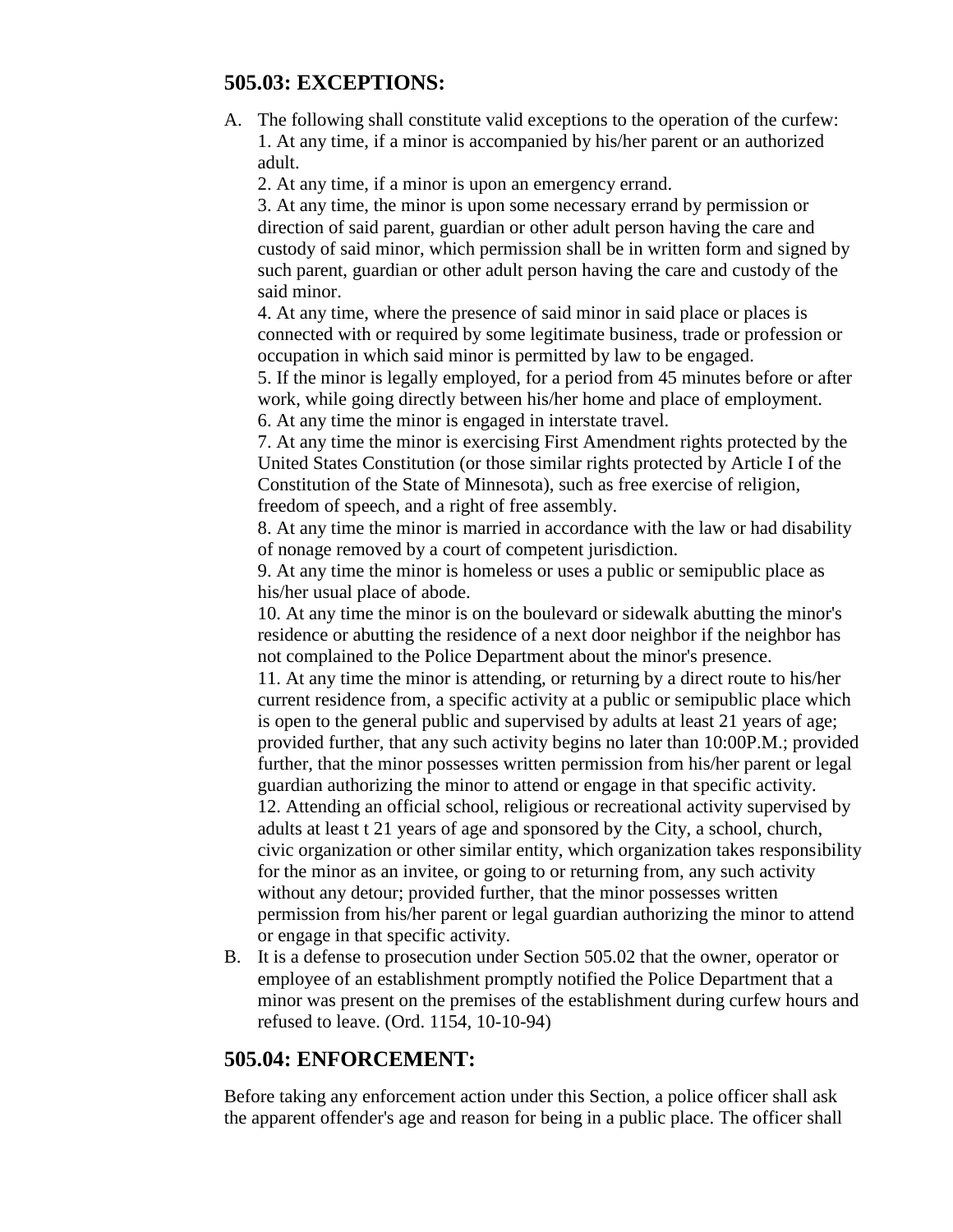## 505.03: EXCEPTIONS:

A. The following shall constitute valid exceptions to the operation of the curfew:
   1. At any time, if a minor is accompanied by his/her parent or an authorized adult.
   2. At any time, if a minor is upon an emergency errand.
   3. At any time, the minor is upon some necessary errand by permission or direction of said parent, guardian or other adult person having the care and custody of said minor, which permission shall be in written form and signed by such parent, guardian or other adult person having the care and custody of the said minor.
   4. At any time, where the presence of said minor in said place or places is connected with or required by some legitimate business, trade or profession or occupation in which said minor is permitted by law to be engaged.
   5. If the minor is legally employed, for a period from 45 minutes before or after work, while going directly between his/her home and place of employment.
   6. At any time the minor is engaged in interstate travel.
   7. At any time the minor is exercising First Amendment rights protected by the United States Constitution (or those similar rights protected by Article I of the Constitution of the State of Minnesota), such as free exercise of religion, freedom of speech, and a right of free assembly.
   8. At any time the minor is married in accordance with the law or had disability of nonage removed by a court of competent jurisdiction.
   9. At any time the minor is homeless or uses a public or semipublic place as his/her usual place of abode.
   10. At any time the minor is on the boulevard or sidewalk abutting the minor's residence or abutting the residence of a next door neighbor if the neighbor has not complained to the Police Department about the minor's presence.
   11. At any time the minor is attending, or returning by a direct route to his/her current residence from, a specific activity at a public or semipublic place which is open to the general public and supervised by adults at least 21 years of age; provided further, that any such activity begins no later than 10:00P.M.; provided further, that the minor possesses written permission from his/her parent or legal guardian authorizing the minor to attend or engage in that specific activity.
   12. Attending an official school, religious or recreational activity supervised by adults at least t 21 years of age and sponsored by the City, a school, church, civic organization or other similar entity, which organization takes responsibility for the minor as an invitee, or going to or returning from, any such activity without any detour; provided further, that the minor possesses written permission from his/her parent or legal guardian authorizing the minor to attend or engage in that specific activity.

B. It is a defense to prosecution under Section 505.02 that the owner, operator or employee of an establishment promptly notified the Police Department that a minor was present on the premises of the establishment during curfew hours and refused to leave. (Ord. 1154, 10-10-94)

## 505.04: ENFORCEMENT:

Before taking any enforcement action under this Section, a police officer shall ask the apparent offender's age and reason for being in a public place. The officer shall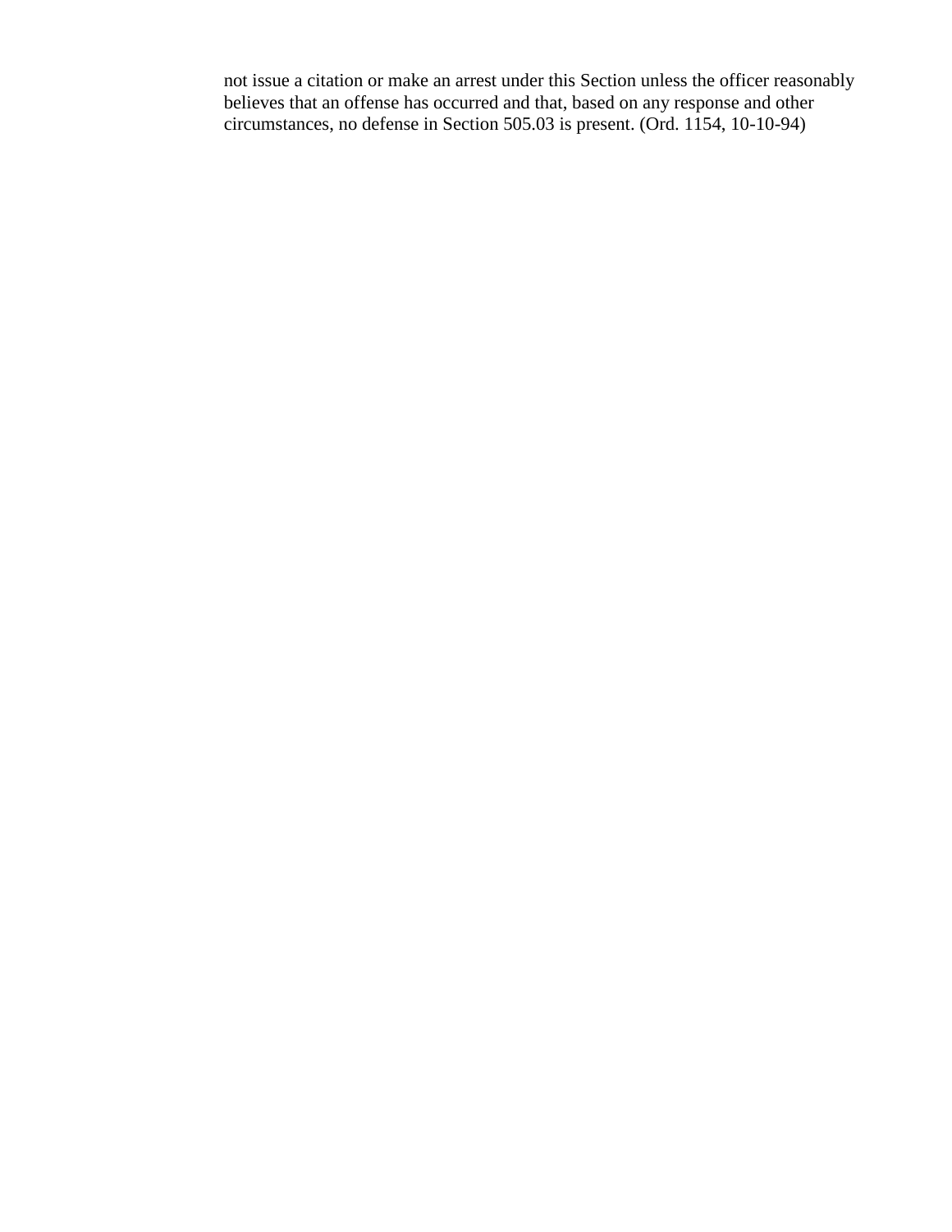not issue a citation or make an arrest under this Section unless the officer reasonably believes that an offense has occurred and that, based on any response and other circumstances, no defense in Section 505.03 is present. (Ord. 1154, 10-10-94)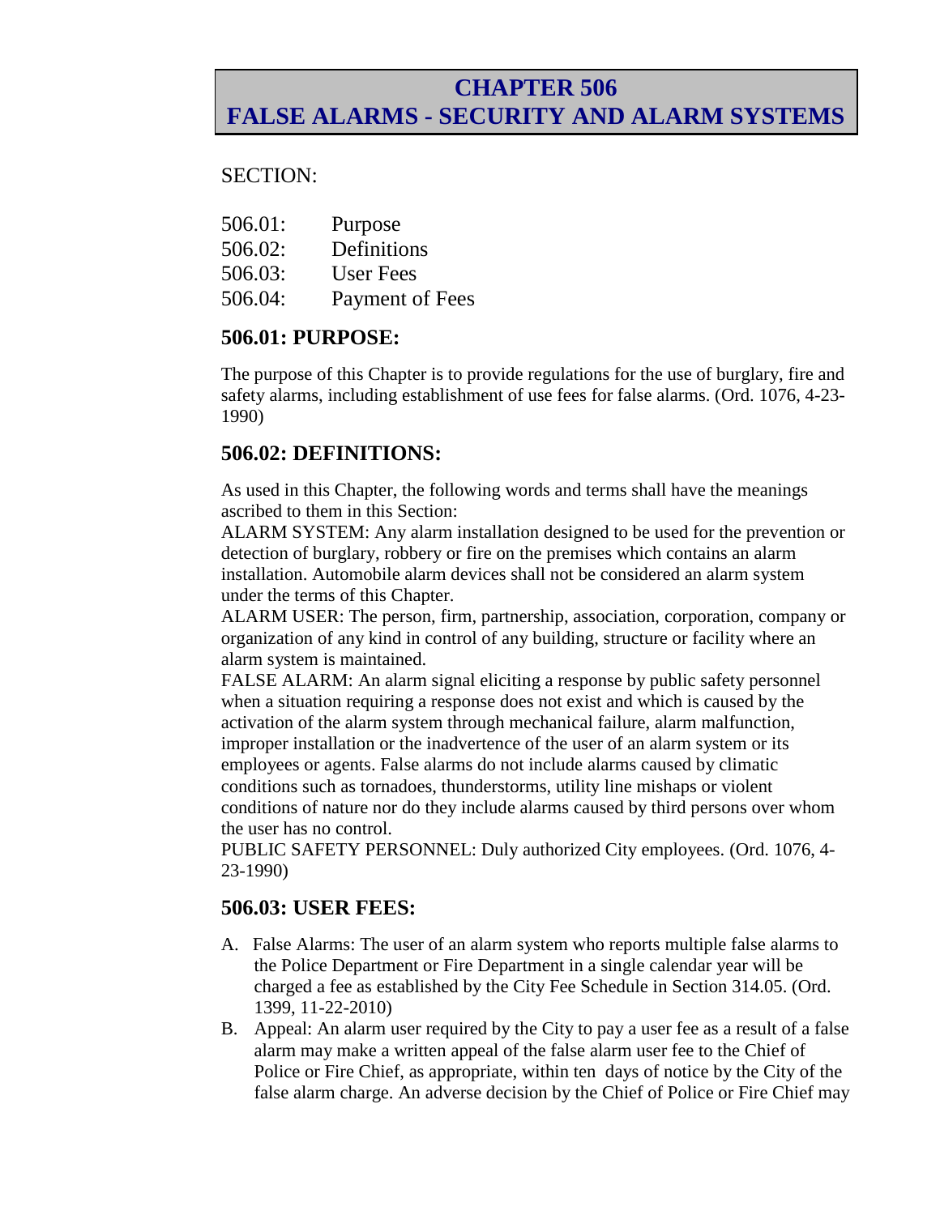# CHAPTER 506
# FALSE ALARMS - SECURITY AND ALARM SYSTEMS

SECTION:

506.01: Purpose
506.02: Definitions
506.03: User Fees
506.04: Payment of Fees

## 506.01: PURPOSE:

The purpose of this Chapter is to provide regulations for the use of burglary, fire and safety alarms, including establishment of use fees for false alarms. (Ord. 1076, 4-23-1990)

## 506.02: DEFINITIONS:

As used in this Chapter, the following words and terms shall have the meanings ascribed to them in this Section:

ALARM SYSTEM: Any alarm installation designed to be used for the prevention or detection of burglary, robbery or fire on the premises which contains an alarm installation. Automobile alarm devices shall not be considered an alarm system under the terms of this Chapter.

ALARM USER: The person, firm, partnership, association, corporation, company or organization of any kind in control of any building, structure or facility where an alarm system is maintained.

FALSE ALARM: An alarm signal eliciting a response by public safety personnel when a situation requiring a response does not exist and which is caused by the activation of the alarm system through mechanical failure, alarm malfunction, improper installation or the inadvertence of the user of an alarm system or its employees or agents. False alarms do not include alarms caused by climatic conditions such as tornadoes, thunderstorms, utility line mishaps or violent conditions of nature nor do they include alarms caused by third persons over whom the user has no control.

PUBLIC SAFETY PERSONNEL: Duly authorized City employees. (Ord. 1076, 4-23-1990)

## 506.03: USER FEES:

A. False Alarms: The user of an alarm system who reports multiple false alarms to the Police Department or Fire Department in a single calendar year will be charged a fee as established by the City Fee Schedule in Section 314.05. (Ord. 1399, 11-22-2010)

B. Appeal: An alarm user required by the City to pay a user fee as a result of a false alarm may make a written appeal of the false alarm user fee to the Chief of Police or Fire Chief, as appropriate, within ten days of notice by the City of the false alarm charge. An adverse decision by the Chief of Police or Fire Chief may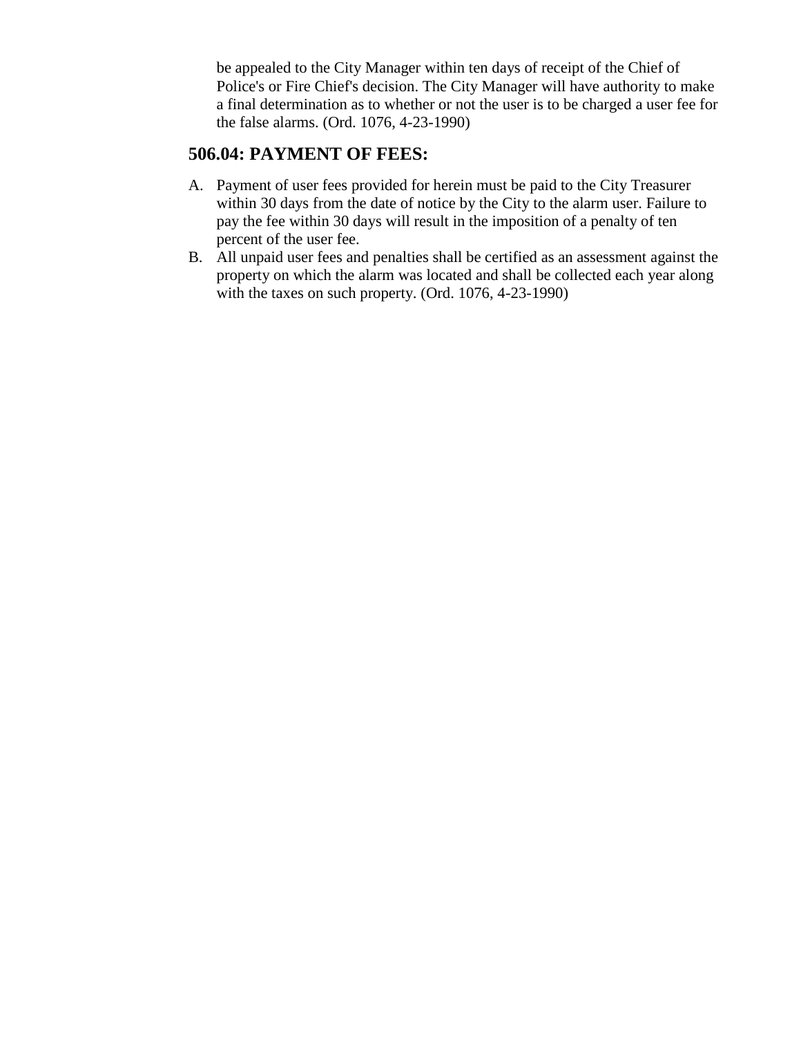be appealed to the City Manager within ten days of receipt of the Chief of Police's or Fire Chief's decision. The City Manager will have authority to make a final determination as to whether or not the user is to be charged a user fee for the false alarms. (Ord. 1076, 4-23-1990)

## 506.04: PAYMENT OF FEES:

A. Payment of user fees provided for herein must be paid to the City Treasurer within 30 days from the date of notice by the City to the alarm user. Failure to pay the fee within 30 days will result in the imposition of a penalty of ten percent of the user fee.
B. All unpaid user fees and penalties shall be certified as an assessment against the property on which the alarm was located and shall be collected each year along with the taxes on such property. (Ord. 1076, 4-23-1990)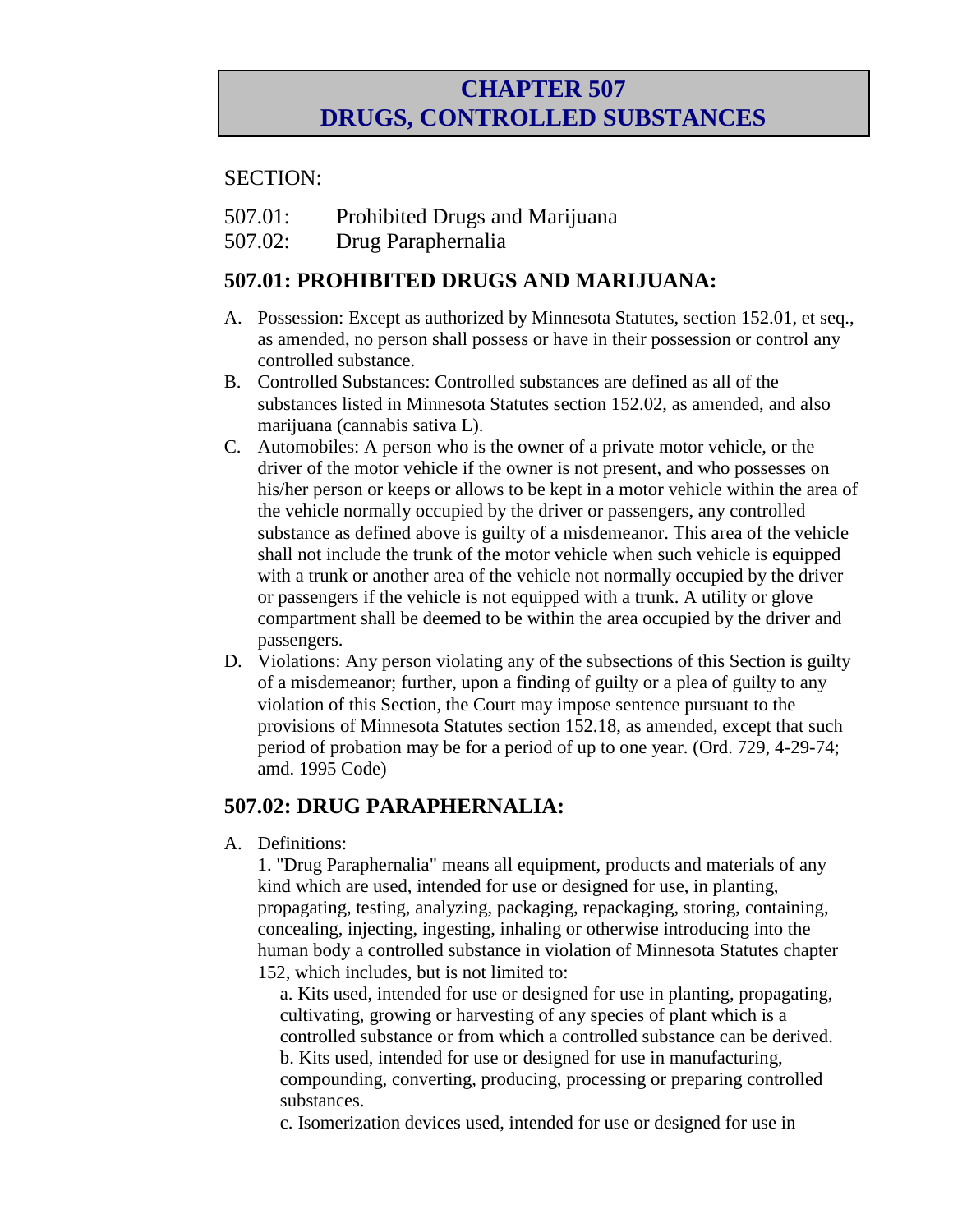# CHAPTER 507
# DRUGS, CONTROLLED SUBSTANCES

SECTION:

507.01: Prohibited Drugs and Marijuana
507.02: Drug Paraphernalia

## 507.01: PROHIBITED DRUGS AND MARIJUANA:

A. Possession: Except as authorized by Minnesota Statutes, section 152.01, et seq., as amended, no person shall possess or have in their possession or control any controlled substance.
B. Controlled Substances: Controlled substances are defined as all of the substances listed in Minnesota Statutes section 152.02, as amended, and also marijuana (cannabis sativa L).
C. Automobiles: A person who is the owner of a private motor vehicle, or the driver of the motor vehicle if the owner is not present, and who possesses on his/her person or keeps or allows to be kept in a motor vehicle within the area of the vehicle normally occupied by the driver or passengers, any controlled substance as defined above is guilty of a misdemeanor. This area of the vehicle shall not include the trunk of the motor vehicle when such vehicle is equipped with a trunk or another area of the vehicle not normally occupied by the driver or passengers if the vehicle is not equipped with a trunk. A utility or glove compartment shall be deemed to be within the area occupied by the driver and passengers.
D. Violations: Any person violating any of the subsections of this Section is guilty of a misdemeanor; further, upon a finding of guilty or a plea of guilty to any violation of this Section, the Court may impose sentence pursuant to the provisions of Minnesota Statutes section 152.18, as amended, except that such period of probation may be for a period of up to one year. (Ord. 729, 4-29-74; amd. 1995 Code)

## 507.02: DRUG PARAPHERNALIA:

A. Definitions:

1. "Drug Paraphernalia" means all equipment, products and materials of any kind which are used, intended for use or designed for use, in planting, propagating, testing, analyzing, packaging, repackaging, storing, containing, concealing, injecting, ingesting, inhaling or otherwise introducing into the human body a controlled substance in violation of Minnesota Statutes chapter 152, which includes, but is not limited to:

   a. Kits used, intended for use or designed for use in planting, propagating, cultivating, growing or harvesting of any species of plant which is a controlled substance or from which a controlled substance can be derived.
   b. Kits used, intended for use or designed for use in manufacturing, compounding, converting, producing, processing or preparing controlled substances.
   c. Isomerization devices used, intended for use or designed for use in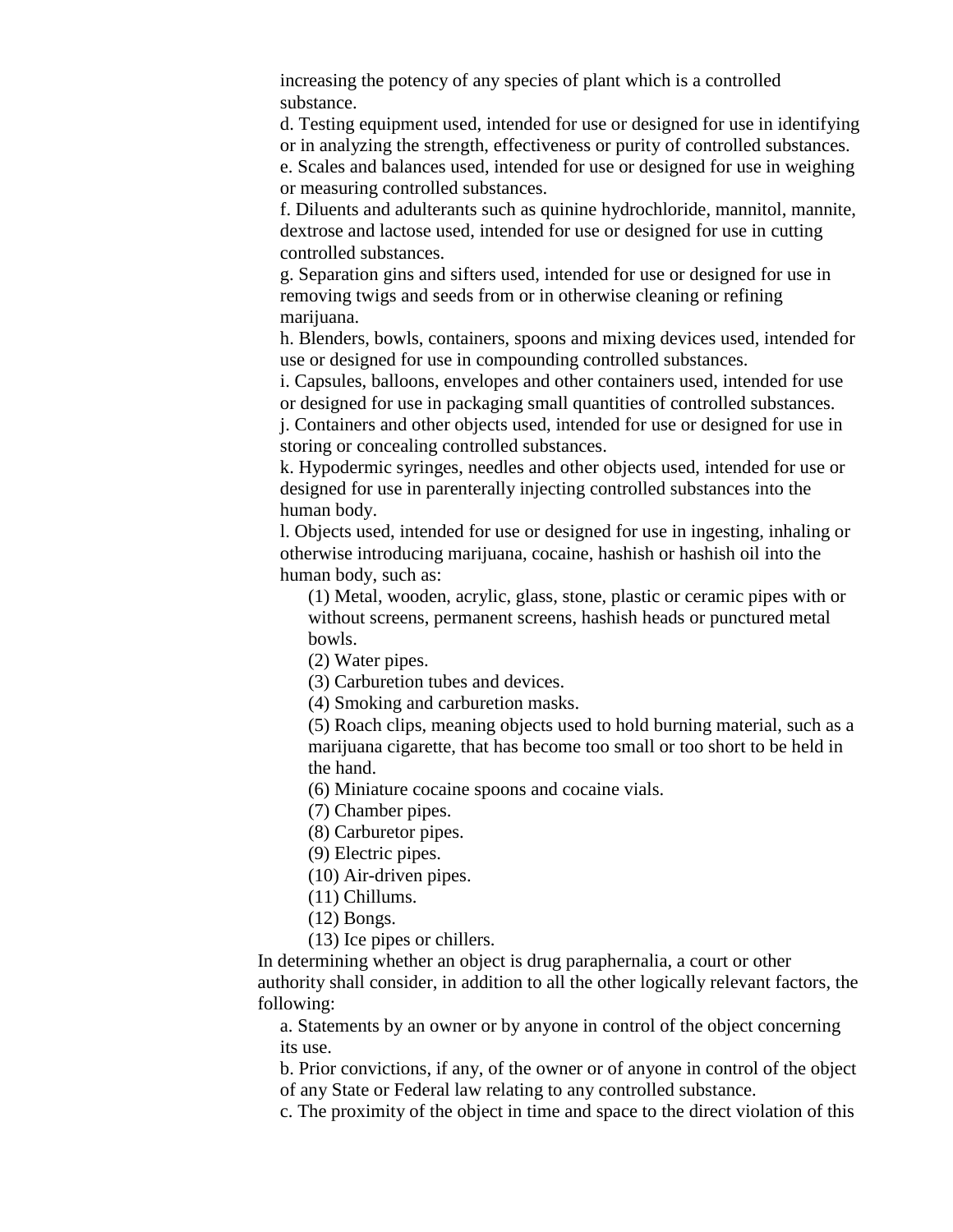increasing the potency of any species of plant which is a controlled substance.

d. Testing equipment used, intended for use or designed for use in identifying or in analyzing the strength, effectiveness or purity of controlled substances.

e. Scales and balances used, intended for use or designed for use in weighing or measuring controlled substances.

f. Diluents and adulterants such as quinine hydrochloride, mannitol, mannite, dextrose and lactose used, intended for use or designed for use in cutting controlled substances.

g. Separation gins and sifters used, intended for use or designed for use in removing twigs and seeds from or in otherwise cleaning or refining marijuana.

h. Blenders, bowls, containers, spoons and mixing devices used, intended for use or designed for use in compounding controlled substances.

i. Capsules, balloons, envelopes and other containers used, intended for use or designed for use in packaging small quantities of controlled substances.

j. Containers and other objects used, intended for use or designed for use in storing or concealing controlled substances.

k. Hypodermic syringes, needles and other objects used, intended for use or designed for use in parenterally injecting controlled substances into the human body.

l. Objects used, intended for use or designed for use in ingesting, inhaling or otherwise introducing marijuana, cocaine, hashish or hashish oil into the human body, such as:

(1) Metal, wooden, acrylic, glass, stone, plastic or ceramic pipes with or without screens, permanent screens, hashish heads or punctured metal bowls.

(2) Water pipes.

(3) Carburetion tubes and devices.

(4) Smoking and carburetion masks.

(5) Roach clips, meaning objects used to hold burning material, such as a marijuana cigarette, that has become too small or too short to be held in the hand.

(6) Miniature cocaine spoons and cocaine vials.

(7) Chamber pipes.

(8) Carburetor pipes.

(9) Electric pipes.

(10) Air-driven pipes.

(11) Chillums.

(12) Bongs.

(13) Ice pipes or chillers.

In determining whether an object is drug paraphernalia, a court or other authority shall consider, in addition to all the other logically relevant factors, the following:

a. Statements by an owner or by anyone in control of the object concerning its use.

b. Prior convictions, if any, of the owner or of anyone in control of the object of any State or Federal law relating to any controlled substance.

c. The proximity of the object in time and space to the direct violation of this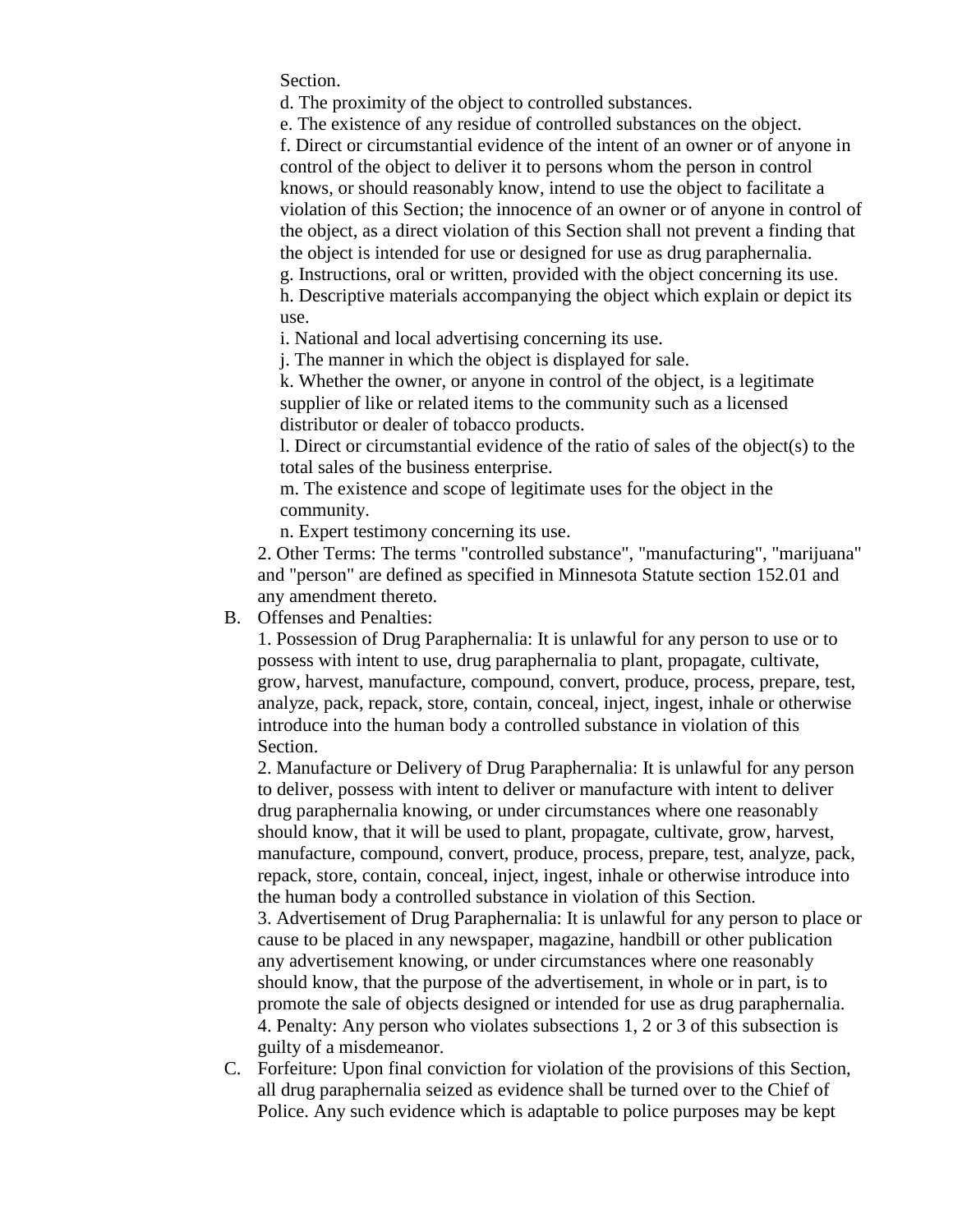Section.

d. The proximity of the object to controlled substances.

e. The existence of any residue of controlled substances on the object.

f. Direct or circumstantial evidence of the intent of an owner or of anyone in control of the object to deliver it to persons whom the person in control knows, or should reasonably know, intend to use the object to facilitate a violation of this Section; the innocence of an owner or of anyone in control of the object, as a direct violation of this Section shall not prevent a finding that the object is intended for use or designed for use as drug paraphernalia.

g. Instructions, oral or written, provided with the object concerning its use.

h. Descriptive materials accompanying the object which explain or depict its use.

i. National and local advertising concerning its use.

j. The manner in which the object is displayed for sale.

k. Whether the owner, or anyone in control of the object, is a legitimate supplier of like or related items to the community such as a licensed distributor or dealer of tobacco products.

l. Direct or circumstantial evidence of the ratio of sales of the object(s) to the total sales of the business enterprise.

m. The existence and scope of legitimate uses for the object in the community.

n. Expert testimony concerning its use.

2. Other Terms: The terms "controlled substance", "manufacturing", "marijuana" and "person" are defined as specified in Minnesota Statute section 152.01 and any amendment thereto.

B. Offenses and Penalties:

1. Possession of Drug Paraphernalia: It is unlawful for any person to use or to possess with intent to use, drug paraphernalia to plant, propagate, cultivate, grow, harvest, manufacture, compound, convert, produce, process, prepare, test, analyze, pack, repack, store, contain, conceal, inject, ingest, inhale or otherwise introduce into the human body a controlled substance in violation of this Section.

2. Manufacture or Delivery of Drug Paraphernalia: It is unlawful for any person to deliver, possess with intent to deliver or manufacture with intent to deliver drug paraphernalia knowing, or under circumstances where one reasonably should know, that it will be used to plant, propagate, cultivate, grow, harvest, manufacture, compound, convert, produce, process, prepare, test, analyze, pack, repack, store, contain, conceal, inject, ingest, inhale or otherwise introduce into the human body a controlled substance in violation of this Section.

3. Advertisement of Drug Paraphernalia: It is unlawful for any person to place or cause to be placed in any newspaper, magazine, handbill or other publication any advertisement knowing, or under circumstances where one reasonably should know, that the purpose of the advertisement, in whole or in part, is to promote the sale of objects designed or intended for use as drug paraphernalia.

4. Penalty: Any person who violates subsections 1, 2 or 3 of this subsection is guilty of a misdemeanor.

C. Forfeiture: Upon final conviction for violation of the provisions of this Section, all drug paraphernalia seized as evidence shall be turned over to the Chief of Police. Any such evidence which is adaptable to police purposes may be kept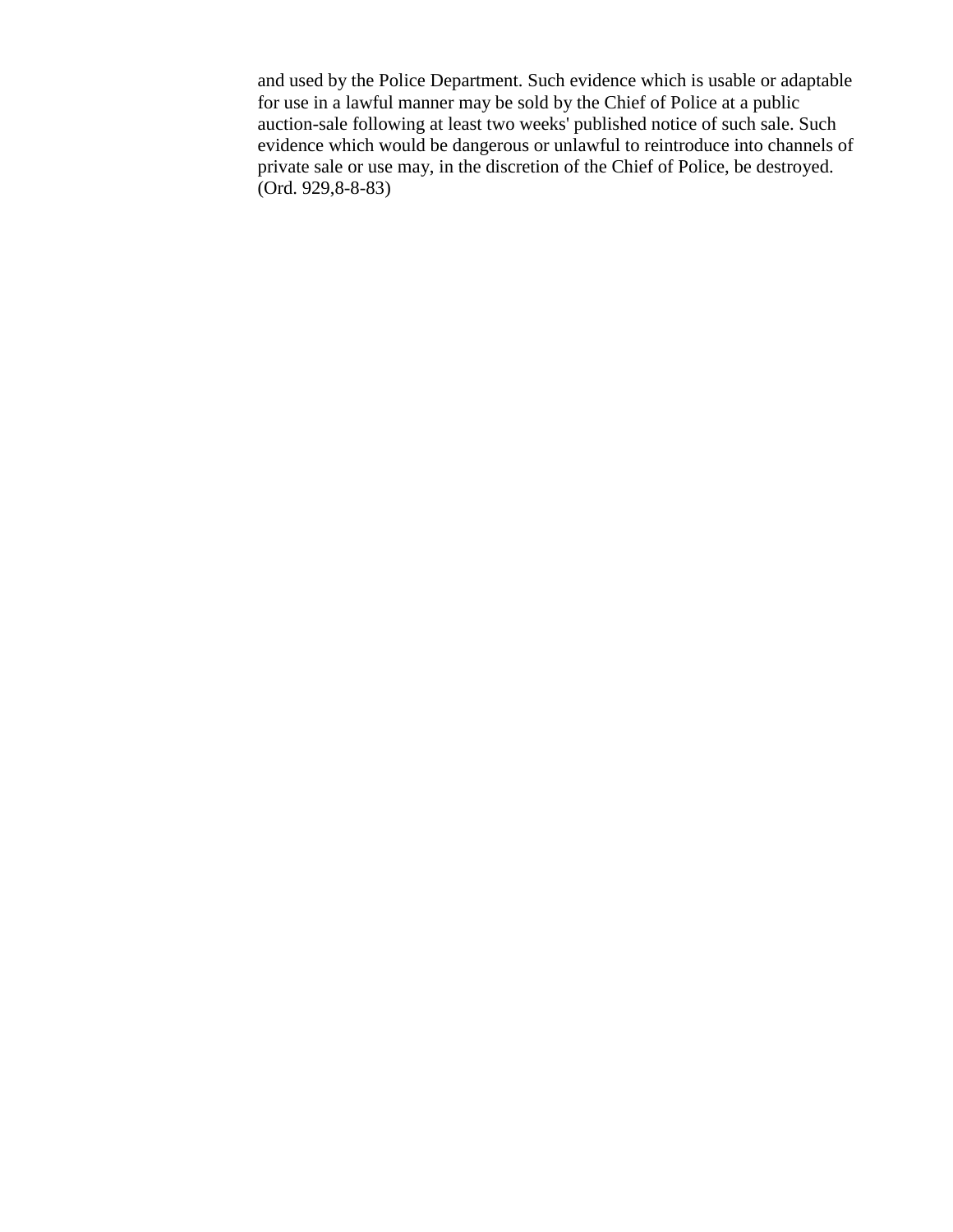and used by the Police Department. Such evidence which is usable or adaptable for use in a lawful manner may be sold by the Chief of Police at a public auction-sale following at least two weeks' published notice of such sale. Such evidence which would be dangerous or unlawful to reintroduce into channels of private sale or use may, in the discretion of the Chief of Police, be destroyed. (Ord. 929,8-8-83)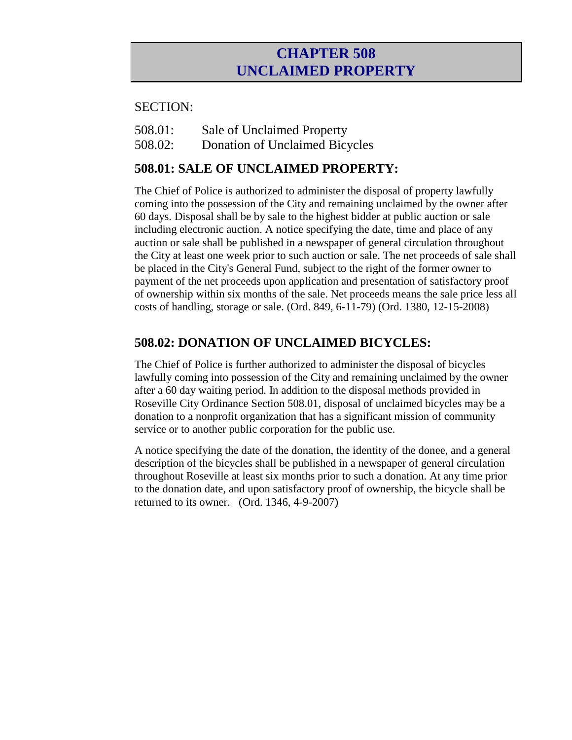# CHAPTER 508
# UNCLAIMED PROPERTY

SECTION:

508.01: Sale of Unclaimed Property
508.02: Donation of Unclaimed Bicycles

## 508.01: SALE OF UNCLAIMED PROPERTY:

The Chief of Police is authorized to administer the disposal of property lawfully coming into the possession of the City and remaining unclaimed by the owner after 60 days. Disposal shall be by sale to the highest bidder at public auction or sale including electronic auction. A notice specifying the date, time and place of any auction or sale shall be published in a newspaper of general circulation throughout the City at least one week prior to such auction or sale. The net proceeds of sale shall be placed in the City's General Fund, subject to the right of the former owner to payment of the net proceeds upon application and presentation of satisfactory proof of ownership within six months of the sale. Net proceeds means the sale price less all costs of handling, storage or sale. (Ord. 849, 6-11-79) (Ord. 1380, 12-15-2008)

## 508.02: DONATION OF UNCLAIMED BICYCLES:

The Chief of Police is further authorized to administer the disposal of bicycles lawfully coming into possession of the City and remaining unclaimed by the owner after a 60 day waiting period. In addition to the disposal methods provided in Roseville City Ordinance Section 508.01, disposal of unclaimed bicycles may be a donation to a nonprofit organization that has a significant mission of community service or to another public corporation for the public use.

A notice specifying the date of the donation, the identity of the donee, and a general description of the bicycles shall be published in a newspaper of general circulation throughout Roseville at least six months prior to such a donation. At any time prior to the donation date, and upon satisfactory proof of ownership, the bicycle shall be returned to its owner. (Ord. 1346, 4-9-2007)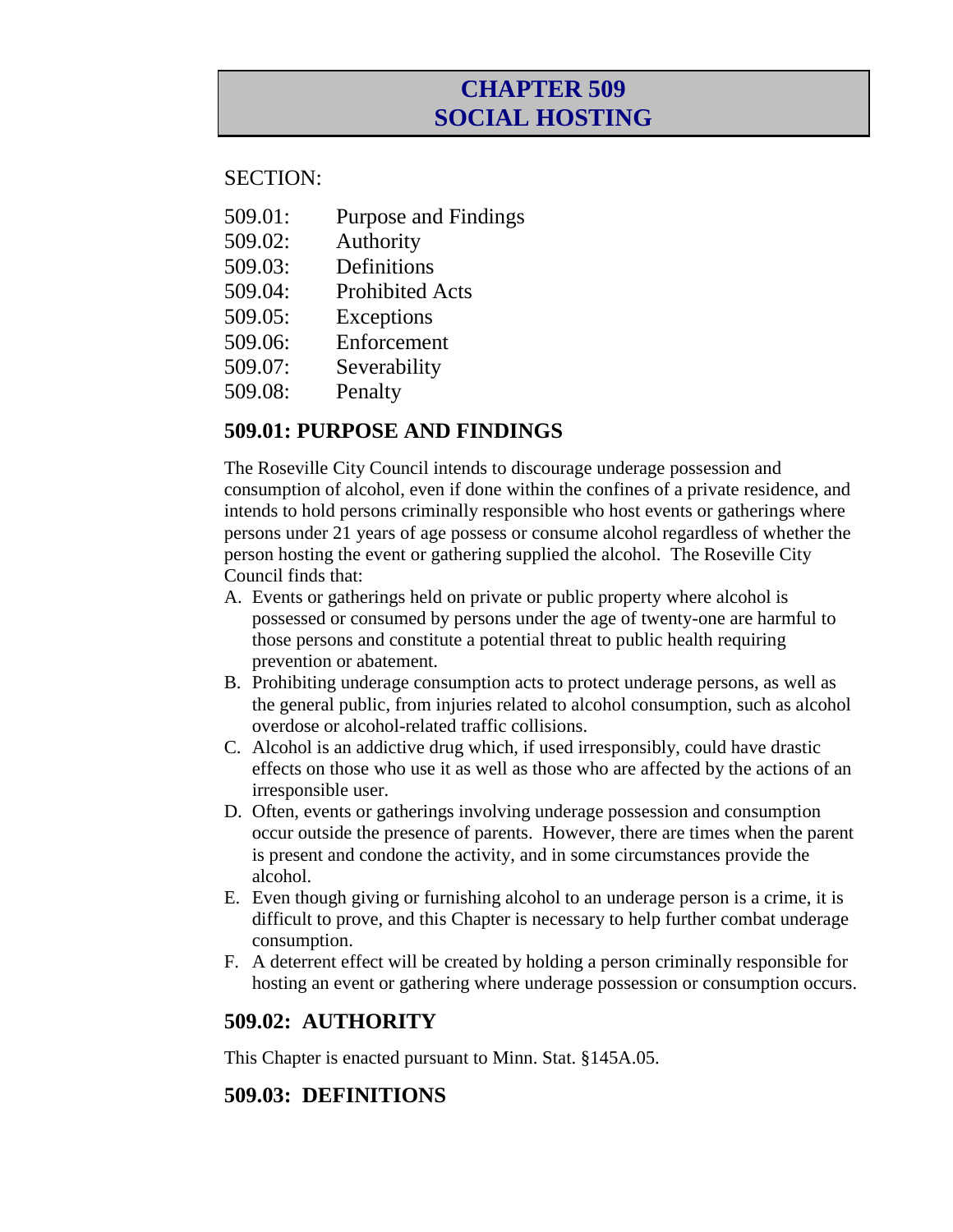# CHAPTER 509
# SOCIAL HOSTING

SECTION:

| | |
|---|---|
| 509.01: | Purpose and Findings |
| 509.02: | Authority |
| 509.03: | Definitions |
| 509.04: | Prohibited Acts |
| 509.05: | Exceptions |
| 509.06: | Enforcement |
| 509.07: | Severability |
| 509.08: | Penalty |

## 509.01: PURPOSE AND FINDINGS

The Roseville City Council intends to discourage underage possession and consumption of alcohol, even if done within the confines of a private residence, and intends to hold persons criminally responsible who host events or gatherings where persons under 21 years of age possess or consume alcohol regardless of whether the person hosting the event or gathering supplied the alcohol. The Roseville City Council finds that:

A. Events or gatherings held on private or public property where alcohol is possessed or consumed by persons under the age of twenty-one are harmful to those persons and constitute a potential threat to public health requiring prevention or abatement.

B. Prohibiting underage consumption acts to protect underage persons, as well as the general public, from injuries related to alcohol consumption, such as alcohol overdose or alcohol-related traffic collisions.

C. Alcohol is an addictive drug which, if used irresponsibly, could have drastic effects on those who use it as well as those who are affected by the actions of an irresponsible user.

D. Often, events or gatherings involving underage possession and consumption occur outside the presence of parents. However, there are times when the parent is present and condone the activity, and in some circumstances provide the alcohol.

E. Even though giving or furnishing alcohol to an underage person is a crime, it is difficult to prove, and this Chapter is necessary to help further combat underage consumption.

F. A deterrent effect will be created by holding a person criminally responsible for hosting an event or gathering where underage possession or consumption occurs.

## 509.02: AUTHORITY

This Chapter is enacted pursuant to Minn. Stat. §145A.05.

## 509.03: DEFINITIONS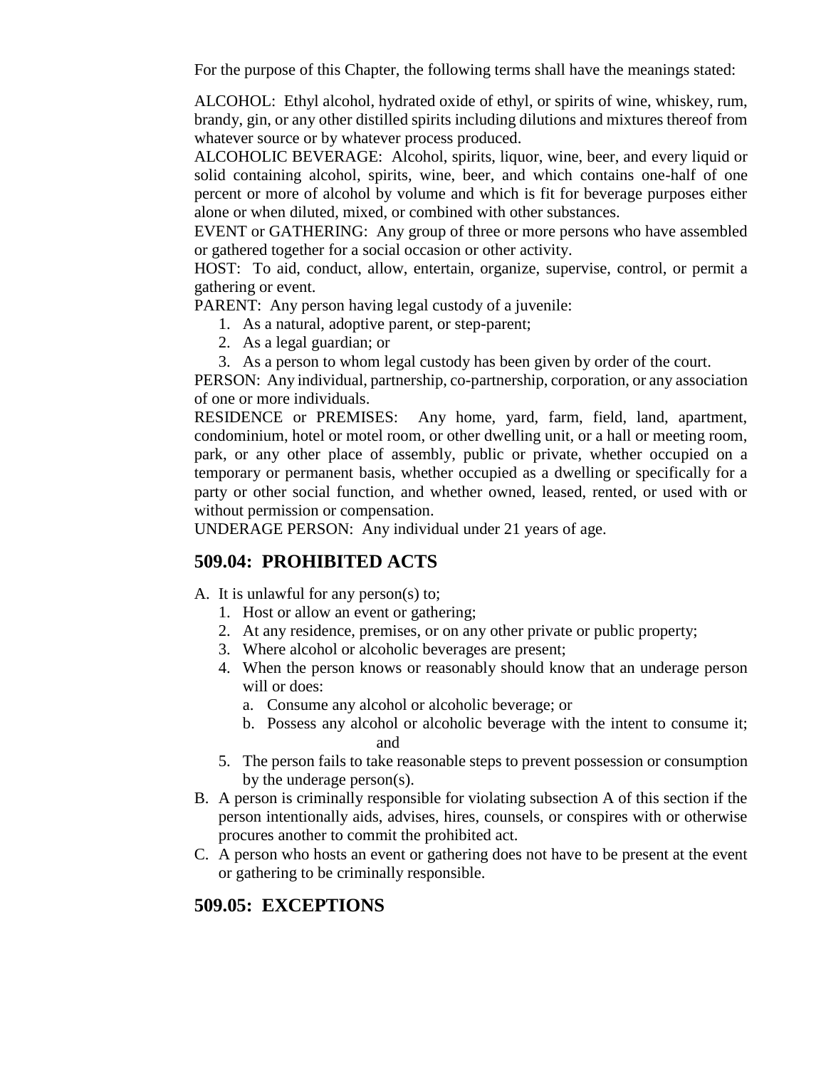For the purpose of this Chapter, the following terms shall have the meanings stated:

ALCOHOL: Ethyl alcohol, hydrated oxide of ethyl, or spirits of wine, whiskey, rum, brandy, gin, or any other distilled spirits including dilutions and mixtures thereof from whatever source or by whatever process produced.

ALCOHOLIC BEVERAGE: Alcohol, spirits, liquor, wine, beer, and every liquid or solid containing alcohol, spirits, wine, beer, and which contains one-half of one percent or more of alcohol by volume and which is fit for beverage purposes either alone or when diluted, mixed, or combined with other substances.

EVENT or GATHERING: Any group of three or more persons who have assembled or gathered together for a social occasion or other activity.

HOST: To aid, conduct, allow, entertain, organize, supervise, control, or permit a gathering or event.

PARENT: Any person having legal custody of a juvenile:

1. As a natural, adoptive parent, or step-parent;
2. As a legal guardian; or
3. As a person to whom legal custody has been given by order of the court.

PERSON: Any individual, partnership, co-partnership, corporation, or any association of one or more individuals.

RESIDENCE or PREMISES: Any home, yard, farm, field, land, apartment, condominium, hotel or motel room, or other dwelling unit, or a hall or meeting room, park, or any other place of assembly, public or private, whether occupied on a temporary or permanent basis, whether occupied as a dwelling or specifically for a party or other social function, and whether owned, leased, rented, or used with or without permission or compensation.

UNDERAGE PERSON: Any individual under 21 years of age.

## 509.04: PROHIBITED ACTS

A. It is unlawful for any person(s) to;
   1. Host or allow an event or gathering;
   2. At any residence, premises, or on any other private or public property;
   3. Where alcohol or alcoholic beverages are present;
   4. When the person knows or reasonably should know that an underage person will or does:
      a. Consume any alcohol or alcoholic beverage; or
      b. Possess any alcohol or alcoholic beverage with the intent to consume it; and
   5. The person fails to take reasonable steps to prevent possession or consumption by the underage person(s).

B. A person is criminally responsible for violating subsection A of this section if the person intentionally aids, advises, hires, counsels, or conspires with or otherwise procures another to commit the prohibited act.

C. A person who hosts an event or gathering does not have to be present at the event or gathering to be criminally responsible.

## 509.05: EXCEPTIONS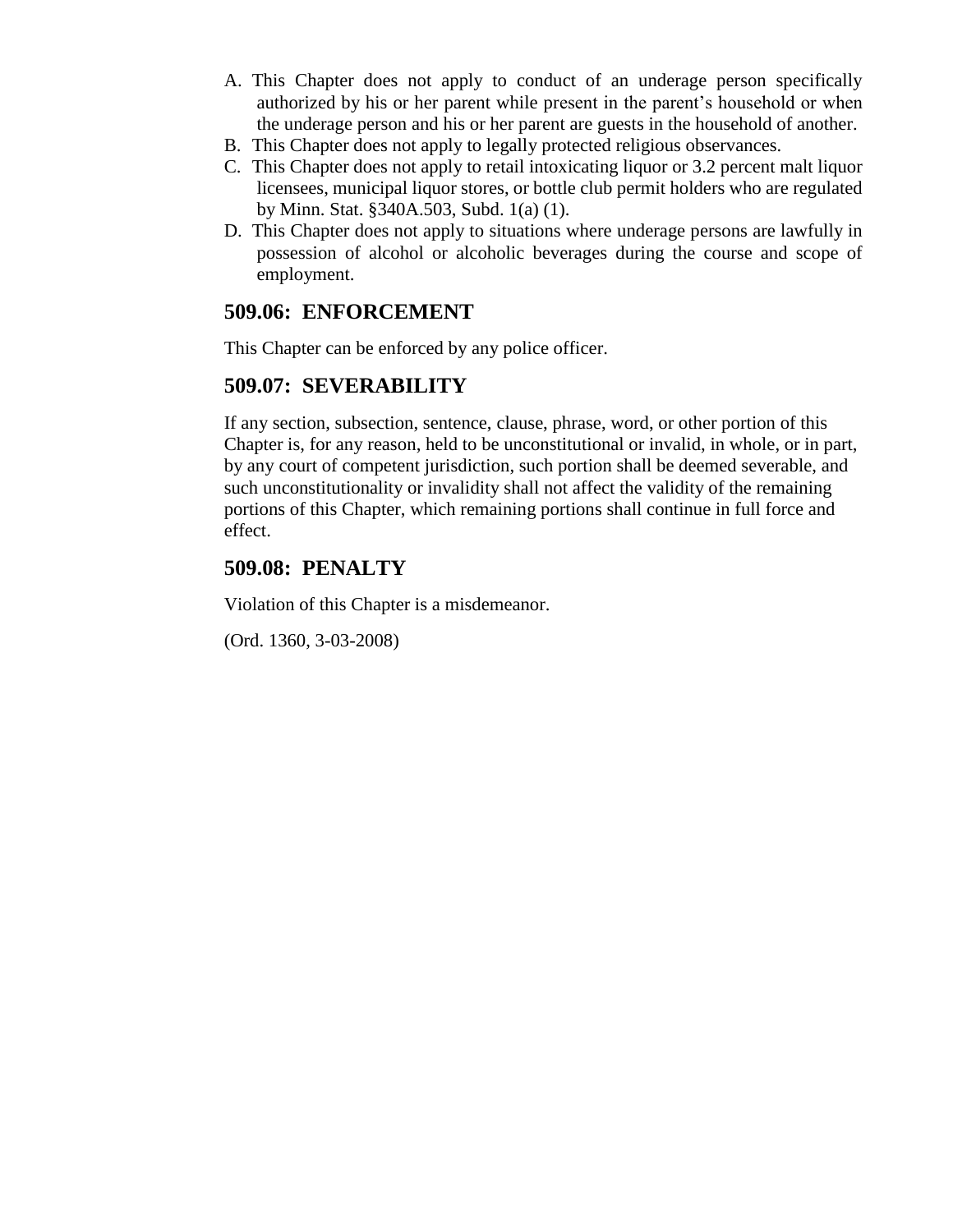A. This Chapter does not apply to conduct of an underage person specifically authorized by his or her parent while present in the parent's household or when the underage person and his or her parent are guests in the household of another.
B. This Chapter does not apply to legally protected religious observances.
C. This Chapter does not apply to retail intoxicating liquor or 3.2 percent malt liquor licensees, municipal liquor stores, or bottle club permit holders who are regulated by Minn. Stat. §340A.503, Subd. 1(a) (1).
D. This Chapter does not apply to situations where underage persons are lawfully in possession of alcohol or alcoholic beverages during the course and scope of employment.

## 509.06: ENFORCEMENT

This Chapter can be enforced by any police officer.

## 509.07: SEVERABILITY

If any section, subsection, sentence, clause, phrase, word, or other portion of this Chapter is, for any reason, held to be unconstitutional or invalid, in whole, or in part, by any court of competent jurisdiction, such portion shall be deemed severable, and such unconstitutionality or invalidity shall not affect the validity of the remaining portions of this Chapter, which remaining portions shall continue in full force and effect.

## 509.08: PENALTY

Violation of this Chapter is a misdemeanor.

(Ord. 1360, 3-03-2008)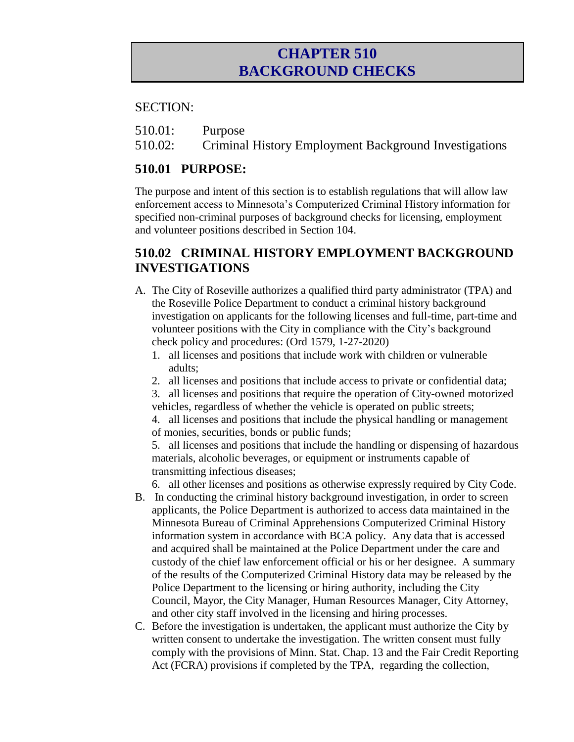# CHAPTER 510
# BACKGROUND CHECKS

SECTION:

510.01: Purpose
510.02: Criminal History Employment Background Investigations

## 510.01 PURPOSE:

The purpose and intent of this section is to establish regulations that will allow law enforcement access to Minnesota's Computerized Criminal History information for specified non-criminal purposes of background checks for licensing, employment and volunteer positions described in Section 104.

## 510.02 CRIMINAL HISTORY EMPLOYMENT BACKGROUND INVESTIGATIONS

A. The City of Roseville authorizes a qualified third party administrator (TPA) and the Roseville Police Department to conduct a criminal history background investigation on applicants for the following licenses and full-time, part-time and volunteer positions with the City in compliance with the City's background check policy and procedures: (Ord 1579, 1-27-2020)
   1. all licenses and positions that include work with children or vulnerable adults;
   2. all licenses and positions that include access to private or confidential data;
   3. all licenses and positions that require the operation of City-owned motorized vehicles, regardless of whether the vehicle is operated on public streets;
   4. all licenses and positions that include the physical handling or management of monies, securities, bonds or public funds;
   5. all licenses and positions that include the handling or dispensing of hazardous materials, alcoholic beverages, or equipment or instruments capable of transmitting infectious diseases;
   6. all other licenses and positions as otherwise expressly required by City Code.

B. In conducting the criminal history background investigation, in order to screen applicants, the Police Department is authorized to access data maintained in the Minnesota Bureau of Criminal Apprehensions Computerized Criminal History information system in accordance with BCA policy. Any data that is accessed and acquired shall be maintained at the Police Department under the care and custody of the chief law enforcement official or his or her designee. A summary of the results of the Computerized Criminal History data may be released by the Police Department to the licensing or hiring authority, including the City Council, Mayor, the City Manager, Human Resources Manager, City Attorney, and other city staff involved in the licensing and hiring processes.

C. Before the investigation is undertaken, the applicant must authorize the City by written consent to undertake the investigation. The written consent must fully comply with the provisions of Minn. Stat. Chap. 13 and the Fair Credit Reporting Act (FCRA) provisions if completed by the TPA, regarding the collection,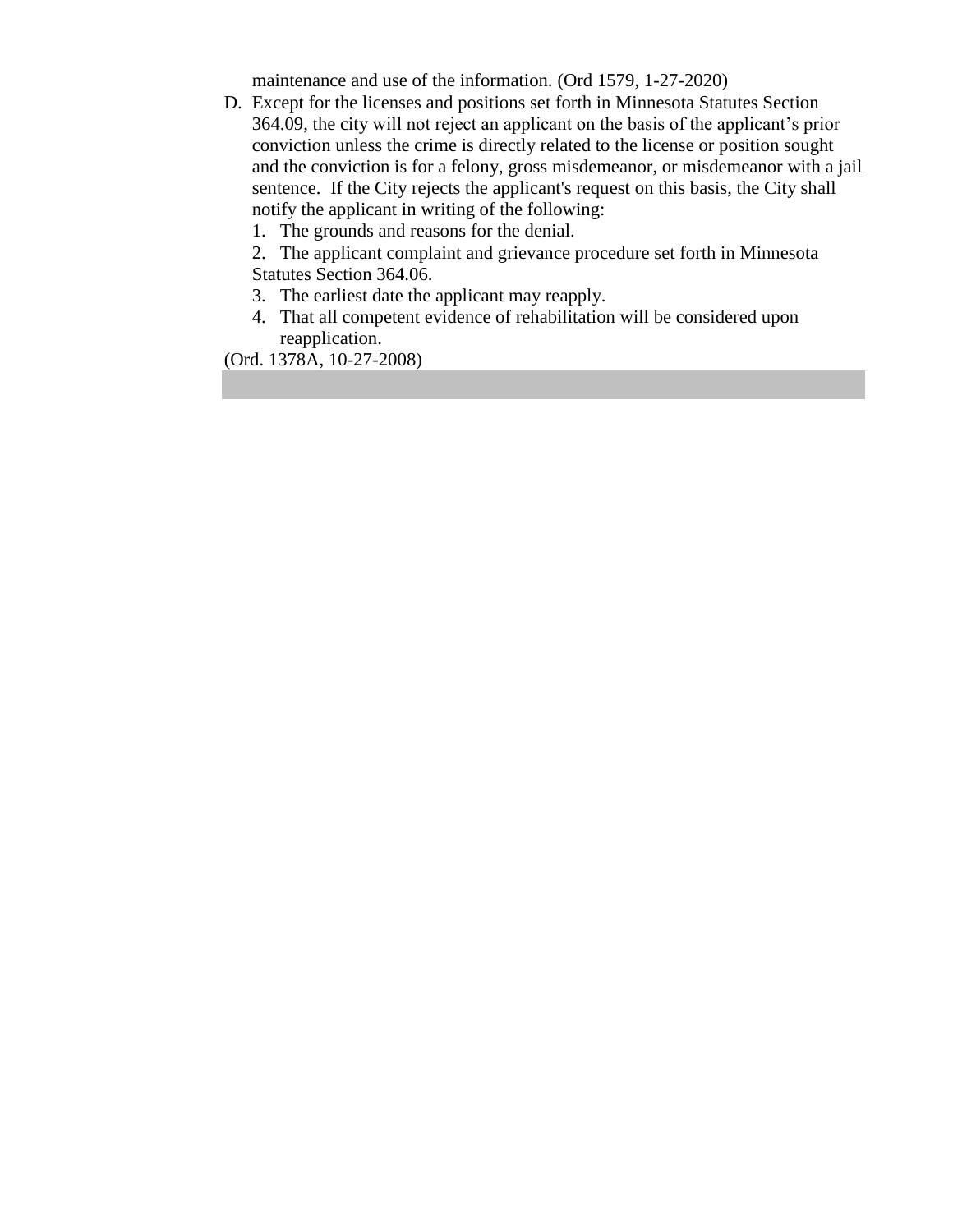maintenance and use of the information. (Ord 1579, 1-27-2020)

D. Except for the licenses and positions set forth in Minnesota Statutes Section 364.09, the city will not reject an applicant on the basis of the applicant's prior conviction unless the crime is directly related to the license or position sought and the conviction is for a felony, gross misdemeanor, or misdemeanor with a jail sentence. If the City rejects the applicant's request on this basis, the City shall notify the applicant in writing of the following:
   1. The grounds and reasons for the denial.
   2. The applicant complaint and grievance procedure set forth in Minnesota Statutes Section 364.06.
   3. The earliest date the applicant may reapply.
   4. That all competent evidence of rehabilitation will be considered upon reapplication.

(Ord. 1378A, 10-27-2008)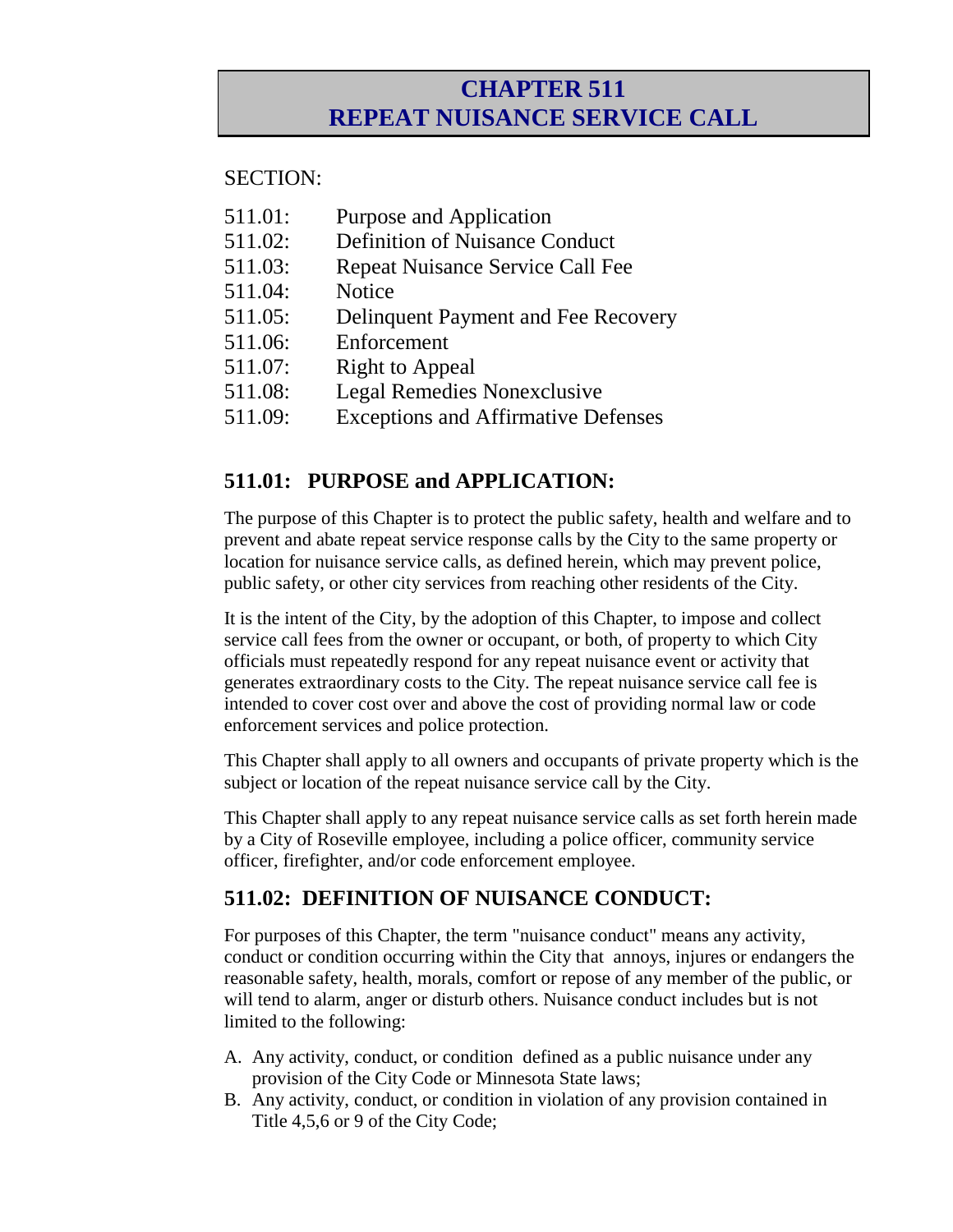# CHAPTER 511
# REPEAT NUISANCE SERVICE CALL

SECTION:

| | |
|---|---|
| 511.01: | Purpose and Application |
| 511.02: | Definition of Nuisance Conduct |
| 511.03: | Repeat Nuisance Service Call Fee |
| 511.04: | Notice |
| 511.05: | Delinquent Payment and Fee Recovery |
| 511.06: | Enforcement |
| 511.07: | Right to Appeal |
| 511.08: | Legal Remedies Nonexclusive |
| 511.09: | Exceptions and Affirmative Defenses |

## 511.01: PURPOSE and APPLICATION:

The purpose of this Chapter is to protect the public safety, health and welfare and to prevent and abate repeat service response calls by the City to the same property or location for nuisance service calls, as defined herein, which may prevent police, public safety, or other city services from reaching other residents of the City.

It is the intent of the City, by the adoption of this Chapter, to impose and collect service call fees from the owner or occupant, or both, of property to which City officials must repeatedly respond for any repeat nuisance event or activity that generates extraordinary costs to the City. The repeat nuisance service call fee is intended to cover cost over and above the cost of providing normal law or code enforcement services and police protection.

This Chapter shall apply to all owners and occupants of private property which is the subject or location of the repeat nuisance service call by the City.

This Chapter shall apply to any repeat nuisance service calls as set forth herein made by a City of Roseville employee, including a police officer, community service officer, firefighter, and/or code enforcement employee.

## 511.02: DEFINITION OF NUISANCE CONDUCT:

For purposes of this Chapter, the term "nuisance conduct" means any activity, conduct or condition occurring within the City that annoys, injures or endangers the reasonable safety, health, morals, comfort or repose of any member of the public, or will tend to alarm, anger or disturb others. Nuisance conduct includes but is not limited to the following:

A. Any activity, conduct, or condition defined as a public nuisance under any provision of the City Code or Minnesota State laws;
B. Any activity, conduct, or condition in violation of any provision contained in Title 4,5,6 or 9 of the City Code;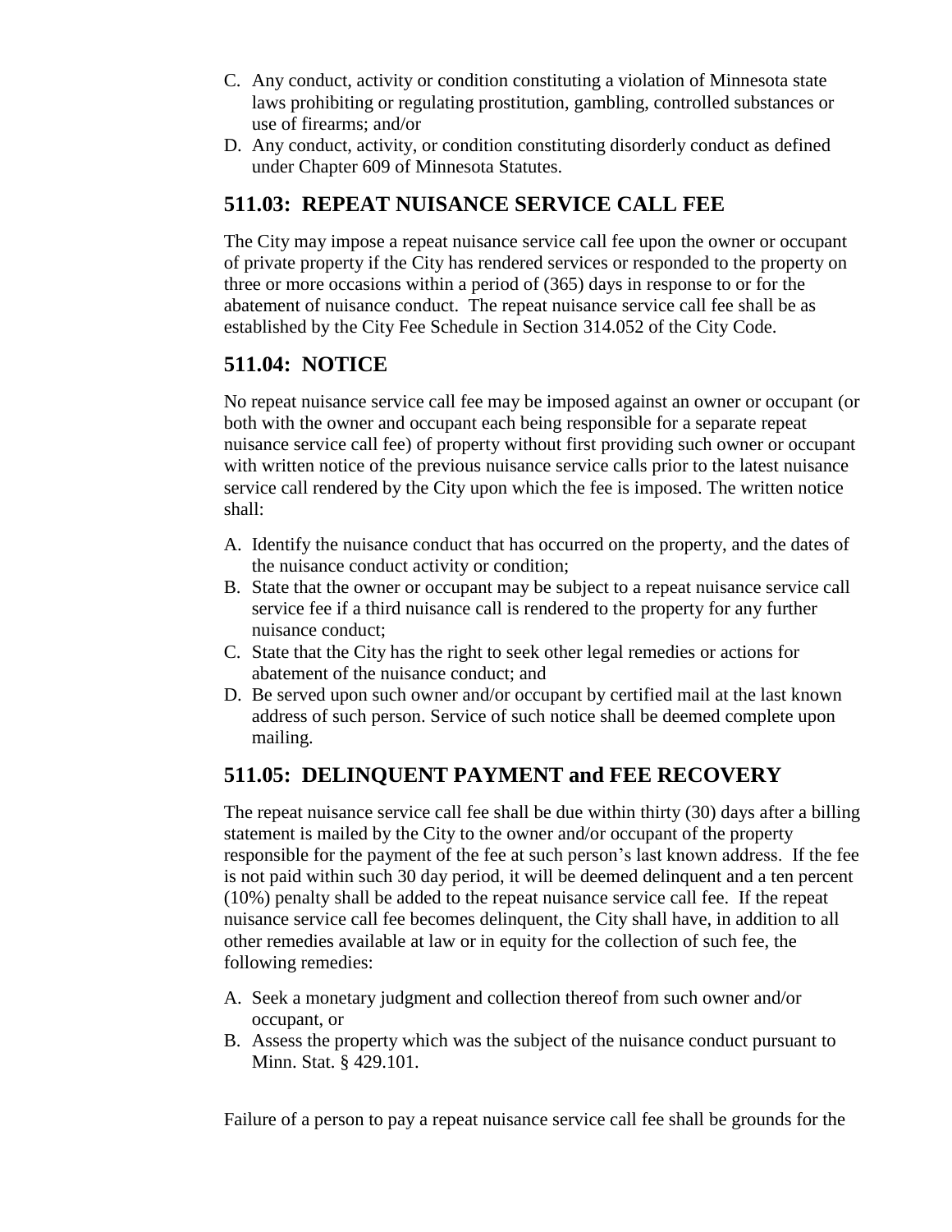C. Any conduct, activity or condition constituting a violation of Minnesota state laws prohibiting or regulating prostitution, gambling, controlled substances or use of firearms; and/or
D. Any conduct, activity, or condition constituting disorderly conduct as defined under Chapter 609 of Minnesota Statutes.

## 511.03: REPEAT NUISANCE SERVICE CALL FEE

The City may impose a repeat nuisance service call fee upon the owner or occupant of private property if the City has rendered services or responded to the property on three or more occasions within a period of (365) days in response to or for the abatement of nuisance conduct. The repeat nuisance service call fee shall be as established by the City Fee Schedule in Section 314.052 of the City Code.

## 511.04: NOTICE

No repeat nuisance service call fee may be imposed against an owner or occupant (or both with the owner and occupant each being responsible for a separate repeat nuisance service call fee) of property without first providing such owner or occupant with written notice of the previous nuisance service calls prior to the latest nuisance service call rendered by the City upon which the fee is imposed. The written notice shall:

A. Identify the nuisance conduct that has occurred on the property, and the dates of the nuisance conduct activity or condition;
B. State that the owner or occupant may be subject to a repeat nuisance service call service fee if a third nuisance call is rendered to the property for any further nuisance conduct;
C. State that the City has the right to seek other legal remedies or actions for abatement of the nuisance conduct; and
D. Be served upon such owner and/or occupant by certified mail at the last known address of such person. Service of such notice shall be deemed complete upon mailing.

## 511.05: DELINQUENT PAYMENT and FEE RECOVERY

The repeat nuisance service call fee shall be due within thirty (30) days after a billing statement is mailed by the City to the owner and/or occupant of the property responsible for the payment of the fee at such person's last known address. If the fee is not paid within such 30 day period, it will be deemed delinquent and a ten percent (10%) penalty shall be added to the repeat nuisance service call fee. If the repeat nuisance service call fee becomes delinquent, the City shall have, in addition to all other remedies available at law or in equity for the collection of such fee, the following remedies:

A. Seek a monetary judgment and collection thereof from such owner and/or occupant, or
B. Assess the property which was the subject of the nuisance conduct pursuant to Minn. Stat. § 429.101.

Failure of a person to pay a repeat nuisance service call fee shall be grounds for the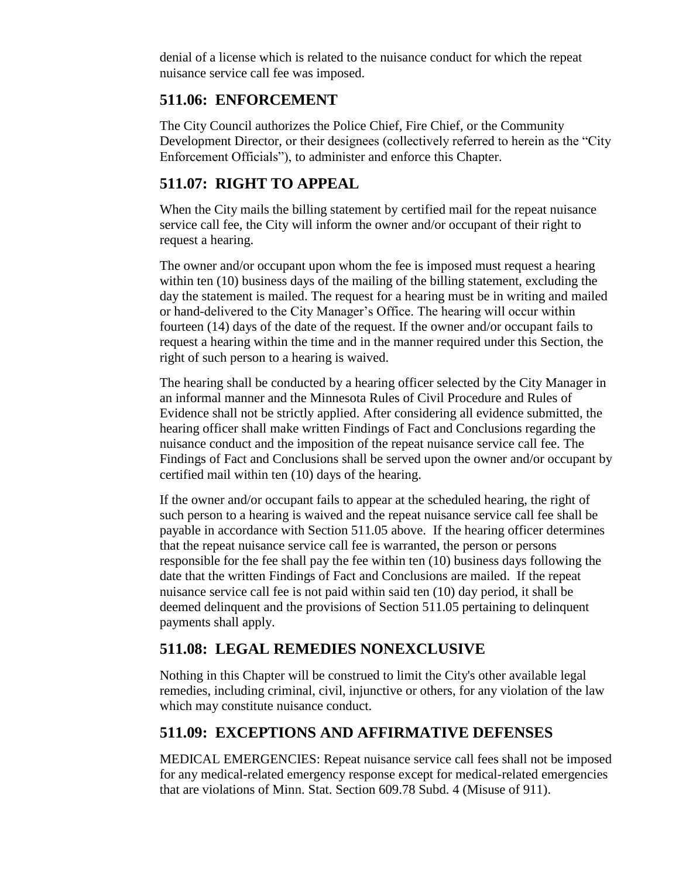denial of a license which is related to the nuisance conduct for which the repeat nuisance service call fee was imposed.

## 511.06: ENFORCEMENT

The City Council authorizes the Police Chief, Fire Chief, or the Community Development Director, or their designees (collectively referred to herein as the "City Enforcement Officials"), to administer and enforce this Chapter.

## 511.07: RIGHT TO APPEAL

When the City mails the billing statement by certified mail for the repeat nuisance service call fee, the City will inform the owner and/or occupant of their right to request a hearing.

The owner and/or occupant upon whom the fee is imposed must request a hearing within ten (10) business days of the mailing of the billing statement, excluding the day the statement is mailed. The request for a hearing must be in writing and mailed or hand-delivered to the City Manager's Office. The hearing will occur within fourteen (14) days of the date of the request. If the owner and/or occupant fails to request a hearing within the time and in the manner required under this Section, the right of such person to a hearing is waived.

The hearing shall be conducted by a hearing officer selected by the City Manager in an informal manner and the Minnesota Rules of Civil Procedure and Rules of Evidence shall not be strictly applied. After considering all evidence submitted, the hearing officer shall make written Findings of Fact and Conclusions regarding the nuisance conduct and the imposition of the repeat nuisance service call fee. The Findings of Fact and Conclusions shall be served upon the owner and/or occupant by certified mail within ten (10) days of the hearing.

If the owner and/or occupant fails to appear at the scheduled hearing, the right of such person to a hearing is waived and the repeat nuisance service call fee shall be payable in accordance with Section 511.05 above. If the hearing officer determines that the repeat nuisance service call fee is warranted, the person or persons responsible for the fee shall pay the fee within ten (10) business days following the date that the written Findings of Fact and Conclusions are mailed. If the repeat nuisance service call fee is not paid within said ten (10) day period, it shall be deemed delinquent and the provisions of Section 511.05 pertaining to delinquent payments shall apply.

## 511.08: LEGAL REMEDIES NONEXCLUSIVE

Nothing in this Chapter will be construed to limit the City's other available legal remedies, including criminal, civil, injunctive or others, for any violation of the law which may constitute nuisance conduct.

## 511.09: EXCEPTIONS AND AFFIRMATIVE DEFENSES

MEDICAL EMERGENCIES: Repeat nuisance service call fees shall not be imposed for any medical-related emergency response except for medical-related emergencies that are violations of Minn. Stat. Section 609.78 Subd. 4 (Misuse of 911).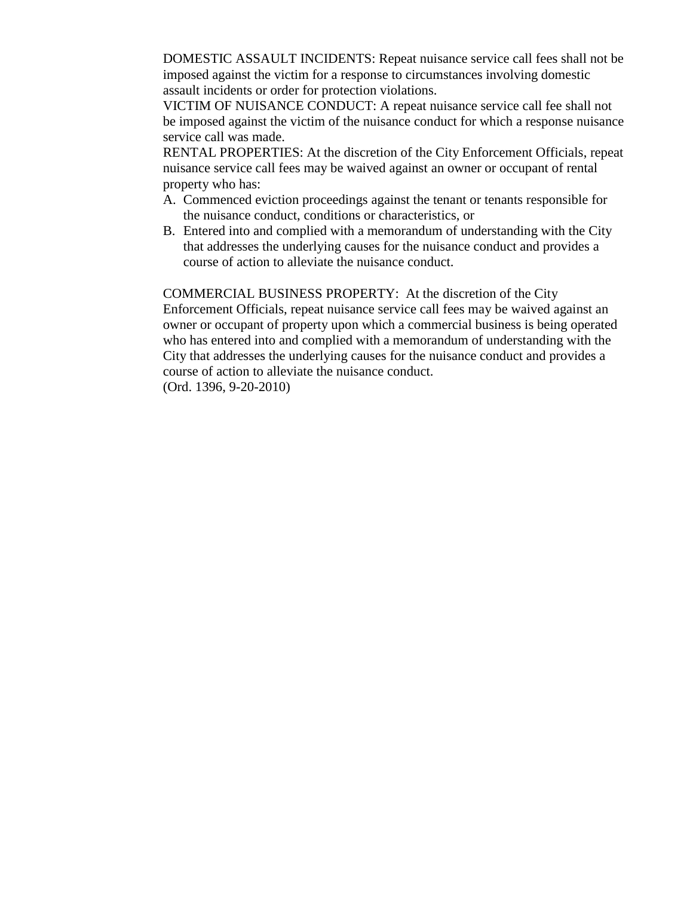DOMESTIC ASSAULT INCIDENTS: Repeat nuisance service call fees shall not be imposed against the victim for a response to circumstances involving domestic assault incidents or order for protection violations.

VICTIM OF NUISANCE CONDUCT: A repeat nuisance service call fee shall not be imposed against the victim of the nuisance conduct for which a response nuisance service call was made.

RENTAL PROPERTIES: At the discretion of the City Enforcement Officials, repeat nuisance service call fees may be waived against an owner or occupant of rental property who has:

A. Commenced eviction proceedings against the tenant or tenants responsible for the nuisance conduct, conditions or characteristics, or
B. Entered into and complied with a memorandum of understanding with the City that addresses the underlying causes for the nuisance conduct and provides a course of action to alleviate the nuisance conduct.

COMMERCIAL BUSINESS PROPERTY: At the discretion of the City Enforcement Officials, repeat nuisance service call fees may be waived against an owner or occupant of property upon which a commercial business is being operated who has entered into and complied with a memorandum of understanding with the City that addresses the underlying causes for the nuisance conduct and provides a course of action to alleviate the nuisance conduct.

(Ord. 1396, 9-20-2010)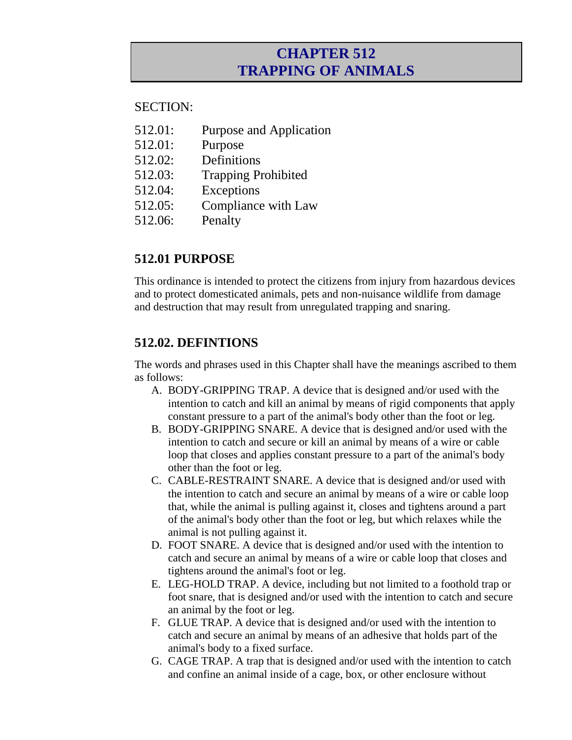# CHAPTER 512
# TRAPPING OF ANIMALS

SECTION:

| | |
|---|---|
| 512.01: | Purpose and Application |
| 512.01: | Purpose |
| 512.02: | Definitions |
| 512.03: | Trapping Prohibited |
| 512.04: | Exceptions |
| 512.05: | Compliance with Law |
| 512.06: | Penalty |

## 512.01 PURPOSE

This ordinance is intended to protect the citizens from injury from hazardous devices and to protect domesticated animals, pets and non-nuisance wildlife from damage and destruction that may result from unregulated trapping and snaring.

## 512.02. DEFINTIONS

The words and phrases used in this Chapter shall have the meanings ascribed to them as follows:

A. BODY-GRIPPING TRAP. A device that is designed and/or used with the intention to catch and kill an animal by means of rigid components that apply constant pressure to a part of the animal's body other than the foot or leg.
B. BODY-GRIPPING SNARE. A device that is designed and/or used with the intention to catch and secure or kill an animal by means of a wire or cable loop that closes and applies constant pressure to a part of the animal's body other than the foot or leg.
C. CABLE-RESTRAINT SNARE. A device that is designed and/or used with the intention to catch and secure an animal by means of a wire or cable loop that, while the animal is pulling against it, closes and tightens around a part of the animal's body other than the foot or leg, but which relaxes while the animal is not pulling against it.
D. FOOT SNARE. A device that is designed and/or used with the intention to catch and secure an animal by means of a wire or cable loop that closes and tightens around the animal's foot or leg.
E. LEG-HOLD TRAP. A device, including but not limited to a foothold trap or foot snare, that is designed and/or used with the intention to catch and secure an animal by the foot or leg.
F. GLUE TRAP. A device that is designed and/or used with the intention to catch and secure an animal by means of an adhesive that holds part of the animal's body to a fixed surface.
G. CAGE TRAP. A trap that is designed and/or used with the intention to catch and confine an animal inside of a cage, box, or other enclosure without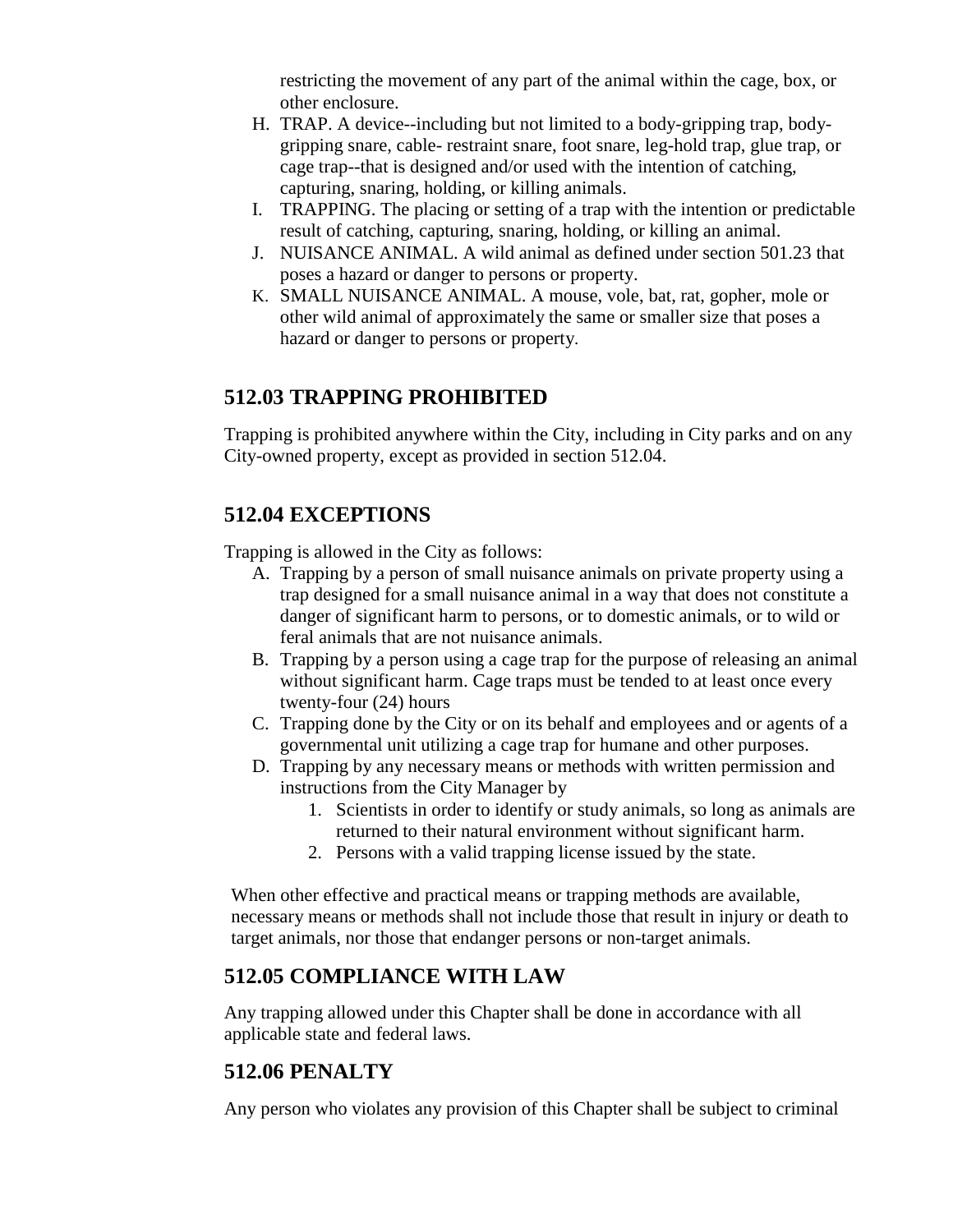restricting the movement of any part of the animal within the cage, box, or other enclosure.

H. TRAP. A device--including but not limited to a body-gripping trap, body-gripping snare, cable- restraint snare, foot snare, leg-hold trap, glue trap, or cage trap--that is designed and/or used with the intention of catching, capturing, snaring, holding, or killing animals.
I. TRAPPING. The placing or setting of a trap with the intention or predictable result of catching, capturing, snaring, holding, or killing an animal.
J. NUISANCE ANIMAL. A wild animal as defined under section 501.23 that poses a hazard or danger to persons or property.
K. SMALL NUISANCE ANIMAL. A mouse, vole, bat, rat, gopher, mole or other wild animal of approximately the same or smaller size that poses a hazard or danger to persons or property.

## 512.03 TRAPPING PROHIBITED

Trapping is prohibited anywhere within the City, including in City parks and on any City-owned property, except as provided in section 512.04.

## 512.04 EXCEPTIONS

Trapping is allowed in the City as follows:

A. Trapping by a person of small nuisance animals on private property using a trap designed for a small nuisance animal in a way that does not constitute a danger of significant harm to persons, or to domestic animals, or to wild or feral animals that are not nuisance animals.
B. Trapping by a person using a cage trap for the purpose of releasing an animal without significant harm. Cage traps must be tended to at least once every twenty-four (24) hours
C. Trapping done by the City or on its behalf and employees and or agents of a governmental unit utilizing a cage trap for humane and other purposes.
D. Trapping by any necessary means or methods with written permission and instructions from the City Manager by
   1. Scientists in order to identify or study animals, so long as animals are returned to their natural environment without significant harm.
   2. Persons with a valid trapping license issued by the state.

When other effective and practical means or trapping methods are available, necessary means or methods shall not include those that result in injury or death to target animals, nor those that endanger persons or non-target animals.

## 512.05 COMPLIANCE WITH LAW

Any trapping allowed under this Chapter shall be done in accordance with all applicable state and federal laws.

## 512.06 PENALTY

Any person who violates any provision of this Chapter shall be subject to criminal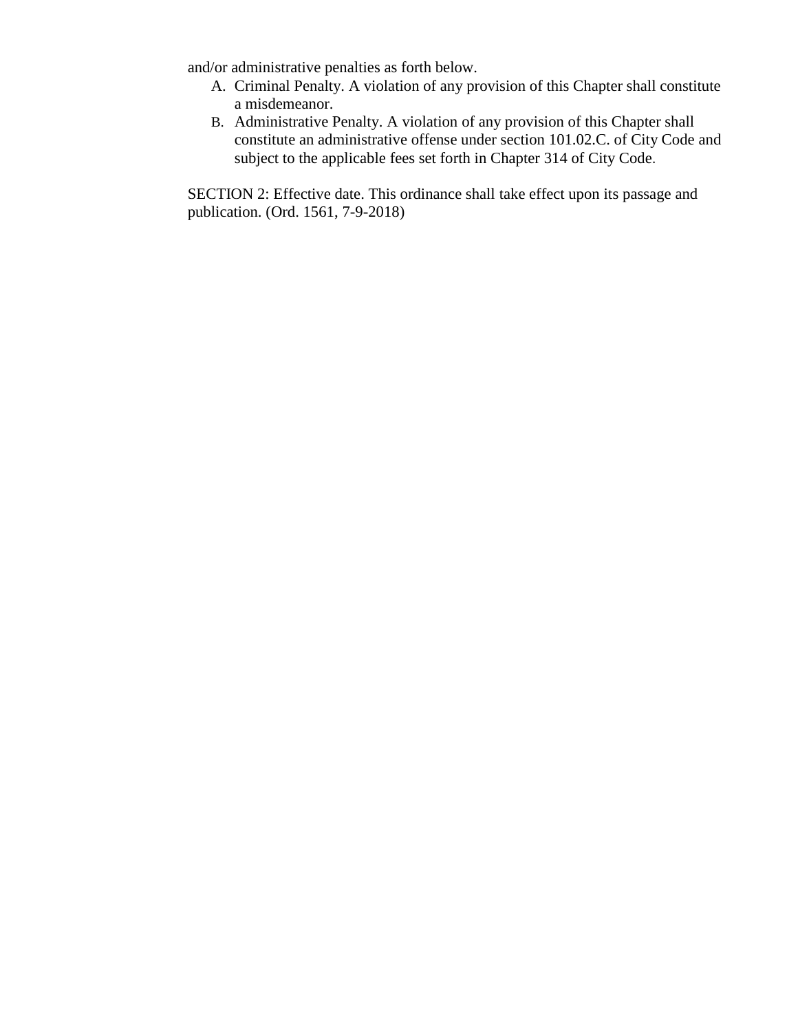and/or administrative penalties as forth below.

A. Criminal Penalty. A violation of any provision of this Chapter shall constitute a misdemeanor.
B. Administrative Penalty. A violation of any provision of this Chapter shall constitute an administrative offense under section 101.02.C. of City Code and subject to the applicable fees set forth in Chapter 314 of City Code.

SECTION 2: Effective date. This ordinance shall take effect upon its passage and publication. (Ord. 1561, 7-9-2018)